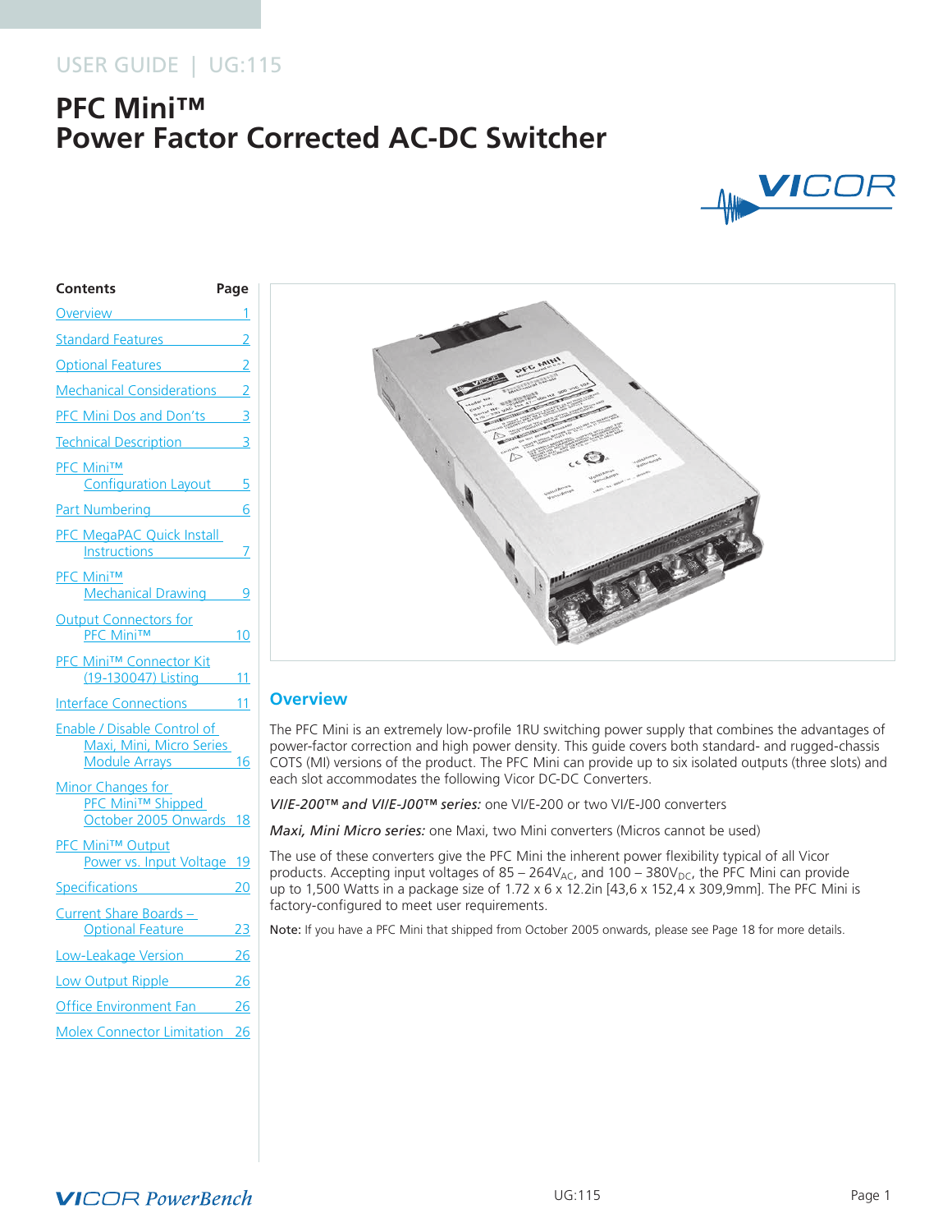USER GUIDE | UG:115

# PFC Mini™ Power Factor Corrected AC-DC Switcher

| Contents | Page |
| --- | --- |
| Overview | 1 |
| Standard Features | 2 |
| Optional Features | 2 |
| Mechanical Considerations | 2 |
| PFC Mini Dos and Don'ts | 3 |
| Technical Description | 3 |
| PFC Mini™ Configuration Layout | 5 |
| Part Numbering | 6 |
| PFC MegaPAC Quick Install Instructions | 7 |
| PFC Mini™ Mechanical Drawing | 9 |
| Output Connectors for PFC Mini™ | 10 |
| PFC Mini™ Connector Kit (19-130047) Listing | 11 |
| Interface Connections | 11 |
| Enable / Disable Control of Maxi, Mini, Micro Series Module Arrays | 16 |
| Minor Changes for PFC Mini™ Shipped October 2005 Onwards | 18 |
| PFC Mini™ Output Power vs. Input Voltage | 19 |
| Specifications | 20 |
| Current Share Boards – Optional Feature | 23 |
| Low-Leakage Version | 26 |
| Low Output Ripple | 26 |
| Office Environment Fan | 26 |
| Molex Connector Limitation | 26 |

## Overview

The PFC Mini is an extremely low-profile 1RU switching power supply that combines the advantages of power-factor correction and high power density. This guide covers both standard- and rugged-chassis COTS (MI) versions of the product. The PFC Mini can provide up to six isolated outputs (three slots) and each slot accommodates the following Vicor DC-DC Converters.

***VI/E-200™ and VI/E-J00™ series:*** one VI/E-200 or two VI/E-J00 converters

***Maxi, Mini Micro series:*** one Maxi, two Mini converters (Micros cannot be used)

The use of these converters give the PFC Mini the inherent power flexibility typical of all Vicor products. Accepting input voltages of 85 – 264$V_{AC}$, and 100 – 380$V_{DC}$, the PFC Mini can provide up to 1,500 Watts in a package size of 1.72 x 6 x 12.2in [43,6 x 152,4 x 309,9mm]. The PFC Mini is factory-configured to meet user requirements.

**Note:** If you have a PFC Mini that shipped from October 2005 onwards, please see Page 18 for more details.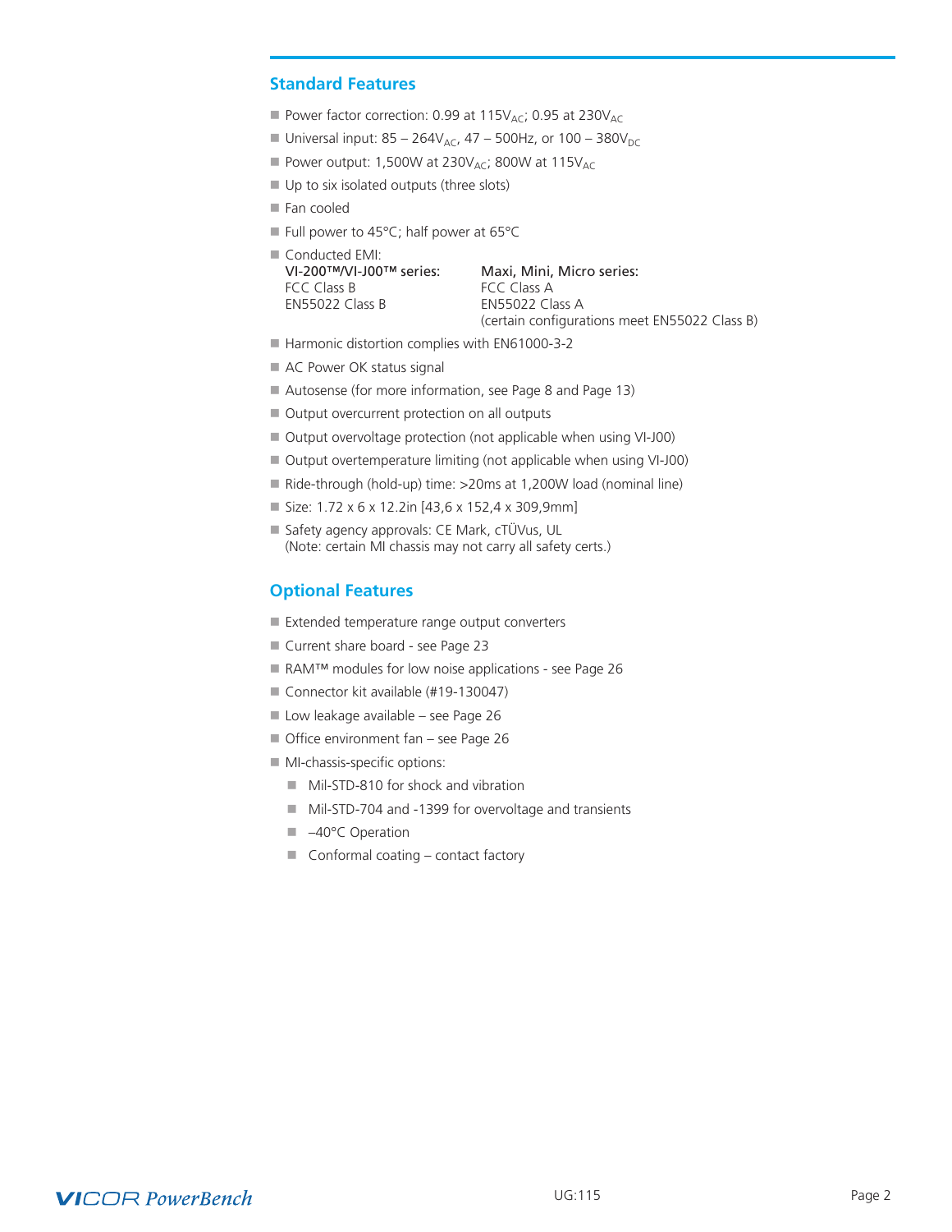## Standard Features

- Power factor correction: 0.99 at $115V_{AC}$; 0.95 at $230V_{AC}$
- Universal input: 85 – $264V_{AC}$, 47 – 500Hz, or 100 – $380V_{DC}$
- Power output: 1,500W at $230V_{AC}$; 800W at $115V_{AC}$
- Up to six isolated outputs (three slots)
- Fan cooled
- Full power to 45°C; half power at 65°C
- Conducted EMI:

| VI-200™/VI-J00™ series: | Maxi, Mini, Micro series: |
|---|---|
| FCC Class B | FCC Class A |
| EN55022 Class B | EN55022 Class A |
| | (certain configurations meet EN55022 Class B) |

- Harmonic distortion complies with EN61000-3-2
- AC Power OK status signal
- Autosense (for more information, see Page 8 and Page 13)
- Output overcurrent protection on all outputs
- Output overvoltage protection (not applicable when using VI-J00)
- Output overtemperature limiting (not applicable when using VI-J00)
- Ride-through (hold-up) time: >20ms at 1,200W load (nominal line)
- Size: 1.72 x 6 x 12.2in [43,6 x 152,4 x 309,9mm]
- Safety agency approvals: CE Mark, cTÜVus, UL
  (Note: certain MI chassis may not carry all safety certs.)

## Optional Features

- Extended temperature range output converters
- Current share board - see Page 23
- RAM™ modules for low noise applications - see Page 26
- Connector kit available (#19-130047)
- Low leakage available – see Page 26
- Office environment fan – see Page 26
- MI-chassis-specific options:
  - Mil-STD-810 for shock and vibration
  - Mil-STD-704 and -1399 for overvoltage and transients
  - –40°C Operation
  - Conformal coating – contact factory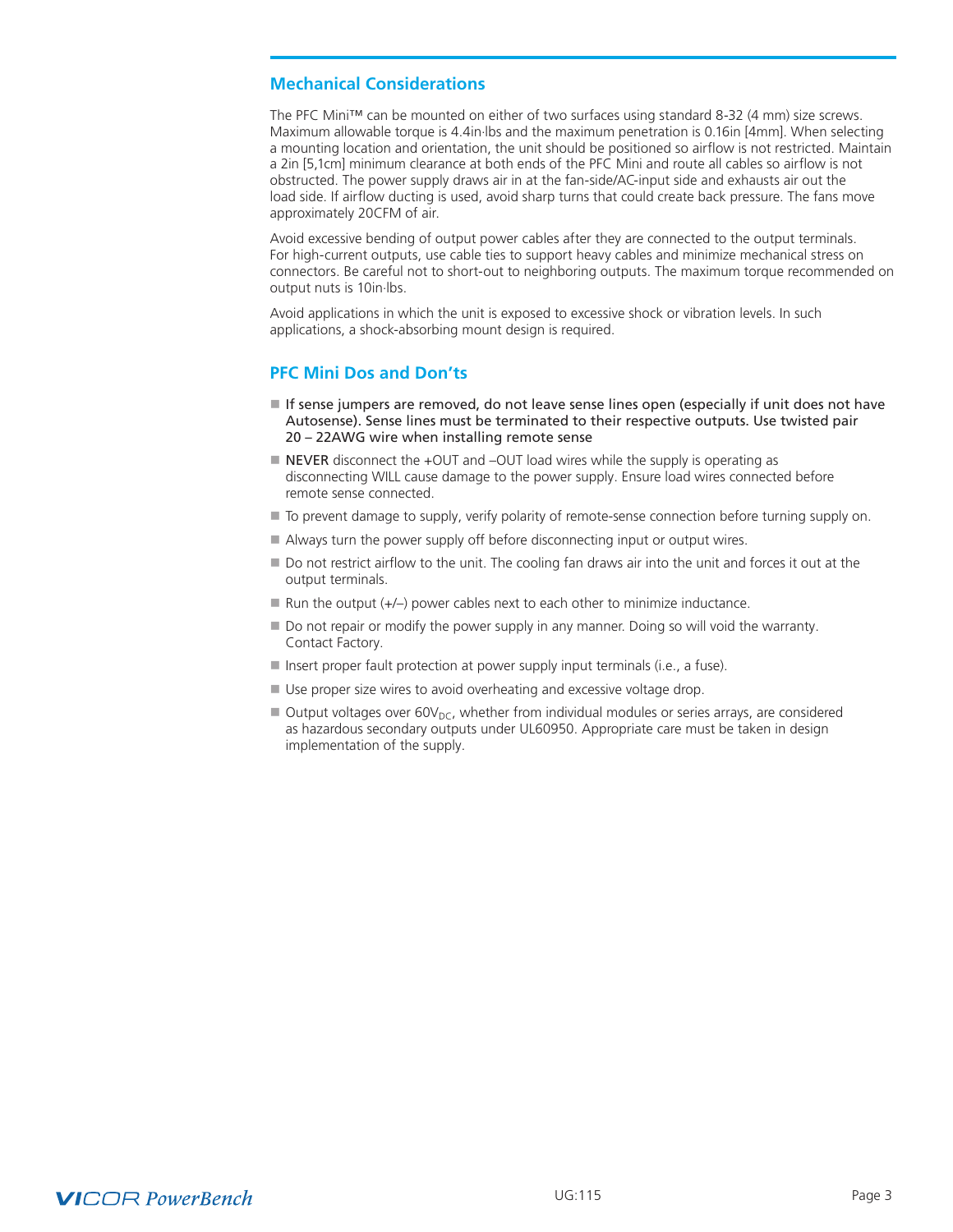## Mechanical Considerations

The PFC Mini™ can be mounted on either of two surfaces using standard 8-32 (4 mm) size screws. Maximum allowable torque is 4.4in·lbs and the maximum penetration is 0.16in [4mm]. When selecting a mounting location and orientation, the unit should be positioned so airflow is not restricted. Maintain a 2in [5,1cm] minimum clearance at both ends of the PFC Mini and route all cables so airflow is not obstructed. The power supply draws air in at the fan-side/AC-input side and exhausts air out the load side. If airflow ducting is used, avoid sharp turns that could create back pressure. The fans move approximately 20CFM of air.

Avoid excessive bending of output power cables after they are connected to the output terminals. For high-current outputs, use cable ties to support heavy cables and minimize mechanical stress on connectors. Be careful not to short-out to neighboring outputs. The maximum torque recommended on output nuts is 10in·lbs.

Avoid applications in which the unit is exposed to excessive shock or vibration levels. In such applications, a shock-absorbing mount design is required.

## PFC Mini Dos and Don'ts

- If sense jumpers are removed, do not leave sense lines open (especially if unit does not have Autosense). Sense lines must be terminated to their respective outputs. Use twisted pair 20 – 22AWG wire when installing remote sense
- NEVER disconnect the +OUT and –OUT load wires while the supply is operating as disconnecting WILL cause damage to the power supply. Ensure load wires connected before remote sense connected.
- To prevent damage to supply, verify polarity of remote-sense connection before turning supply on.
- Always turn the power supply off before disconnecting input or output wires.
- Do not restrict airflow to the unit. The cooling fan draws air into the unit and forces it out at the output terminals.
- Run the output (+/–) power cables next to each other to minimize inductance.
- Do not repair or modify the power supply in any manner. Doing so will void the warranty. Contact Factory.
- Insert proper fault protection at power supply input terminals (i.e., a fuse).
- Use proper size wires to avoid overheating and excessive voltage drop.
- Output voltages over $60V_{DC}$, whether from individual modules or series arrays, are considered as hazardous secondary outputs under UL60950. Appropriate care must be taken in design implementation of the supply.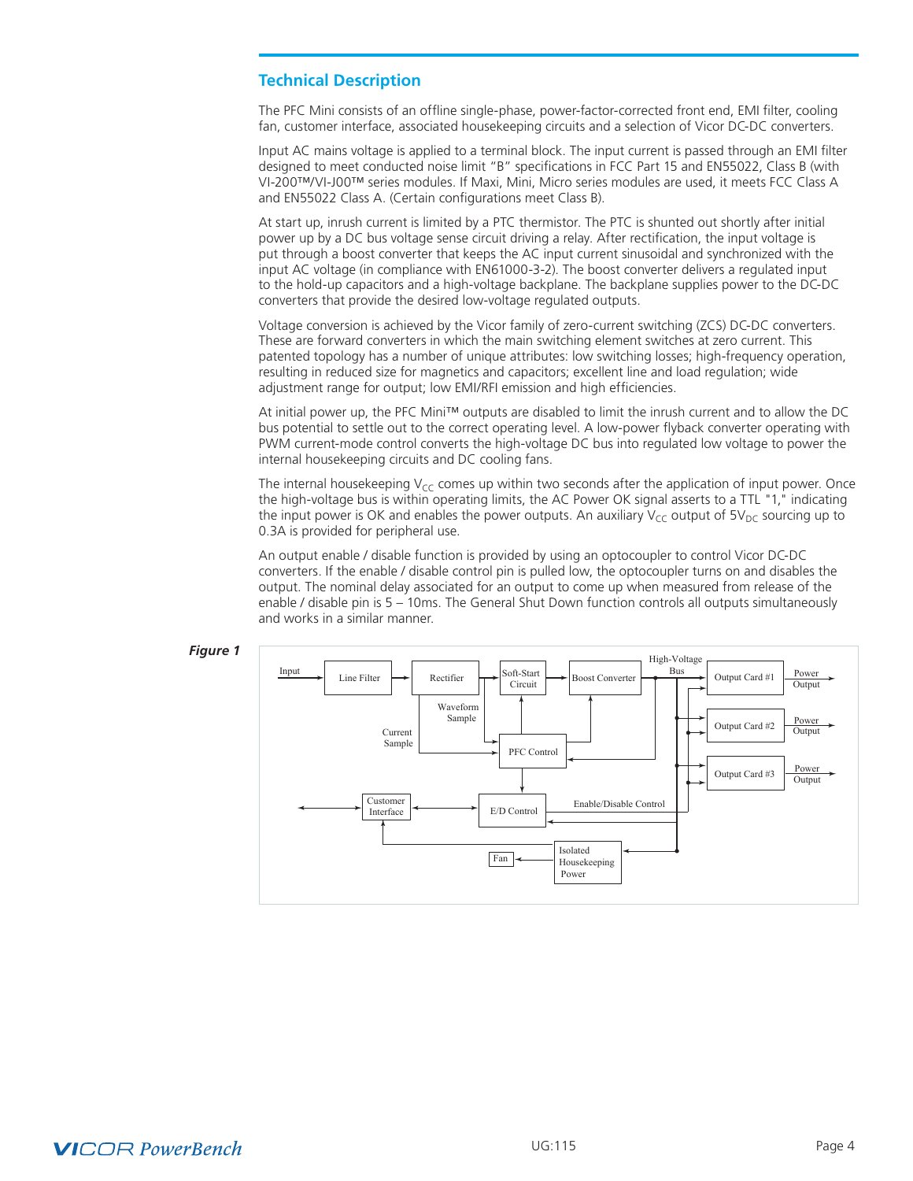## Technical Description

The PFC Mini consists of an offline single-phase, power-factor-corrected front end, EMI filter, cooling fan, customer interface, associated housekeeping circuits and a selection of Vicor DC-DC converters.

Input AC mains voltage is applied to a terminal block. The input current is passed through an EMI filter designed to meet conducted noise limit "B" specifications in FCC Part 15 and EN55022, Class B (with VI-200™/VI-J00™ series modules. If Maxi, Mini, Micro series modules are used, it meets FCC Class A and EN55022 Class A. (Certain configurations meet Class B).

At start up, inrush current is limited by a PTC thermistor. The PTC is shunted out shortly after initial power up by a DC bus voltage sense circuit driving a relay. After rectification, the input voltage is put through a boost converter that keeps the AC input current sinusoidal and synchronized with the input AC voltage (in compliance with EN61000-3-2). The boost converter delivers a regulated input to the hold-up capacitors and a high-voltage backplane. The backplane supplies power to the DC-DC converters that provide the desired low-voltage regulated outputs.

Voltage conversion is achieved by the Vicor family of zero-current switching (ZCS) DC-DC converters. These are forward converters in which the main switching element switches at zero current. This patented topology has a number of unique attributes: low switching losses; high-frequency operation, resulting in reduced size for magnetics and capacitors; excellent line and load regulation; wide adjustment range for output; low EMI/RFI emission and high efficiencies.

At initial power up, the PFC Mini™ outputs are disabled to limit the inrush current and to allow the DC bus potential to settle out to the correct operating level. A low-power flyback converter operating with PWM current-mode control converts the high-voltage DC bus into regulated low voltage to power the internal housekeeping circuits and DC cooling fans.

The internal housekeeping $V_{CC}$ comes up within two seconds after the application of input power. Once the high-voltage bus is within operating limits, the AC Power OK signal asserts to a TTL "1," indicating the input power is OK and enables the power outputs. An auxiliary $V_{CC}$ output of $5V_{DC}$ sourcing up to 0.3A is provided for peripheral use.

An output enable / disable function is provided by using an optocoupler to control Vicor DC-DC converters. If the enable / disable control pin is pulled low, the optocoupler turns on and disables the output. The nominal delay associated for an output to come up when measured from release of the enable / disable pin is 5 – 10ms. The General Shut Down function controls all outputs simultaneously and works in a similar manner.

***Figure 1***

Input → Line Filter → Rectifier → Soft-Start Circuit → Boost Converter → High-Voltage Bus → Output Card #1 / Output Card #2 / Output Card #3 → Power Output

Labels: Waveform Sample, Current Sample, PFC Control, E/D Control, Enable/Disable Control, Customer Interface, Fan, Isolated Housekeeping Power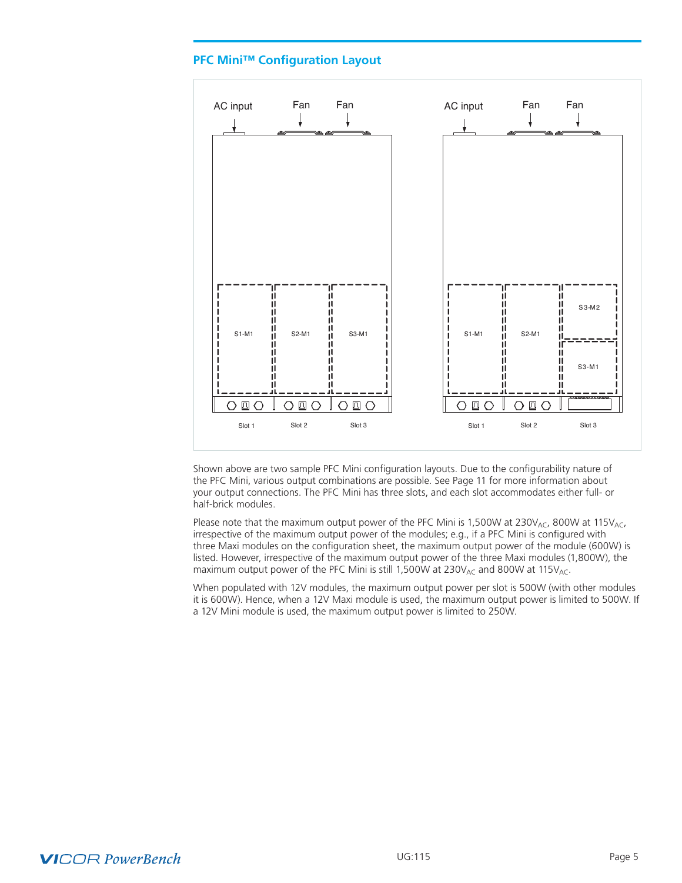## PFC Mini™ Configuration Layout

AC input Fan Fan AC input Fan Fan

S1-M1 S2-M1 S3-M1 S1-M1 S2-M1 S3-M2 S3-M1

Slot 1 Slot 2 Slot 3 Slot 1 Slot 2 Slot 3

Shown above are two sample PFC Mini configuration layouts. Due to the configurability nature of the PFC Mini, various output combinations are possible. See Page 11 for more information about your output connections. The PFC Mini has three slots, and each slot accommodates either full- or half-brick modules.

Please note that the maximum output power of the PFC Mini is 1,500W at $230V_{AC}$, 800W at $115V_{AC}$, irrespective of the maximum output power of the modules; e.g., if a PFC Mini is configured with three Maxi modules on the configuration sheet, the maximum output power of the module (600W) is listed. However, irrespective of the maximum output power of the three Maxi modules (1,800W), the maximum output power of the PFC Mini is still 1,500W at $230V_{AC}$ and 800W at $115V_{AC}$.

When populated with 12V modules, the maximum output power per slot is 500W (with other modules it is 600W). Hence, when a 12V Maxi module is used, the maximum output power is limited to 500W. If a 12V Mini module is used, the maximum output power is limited to 250W.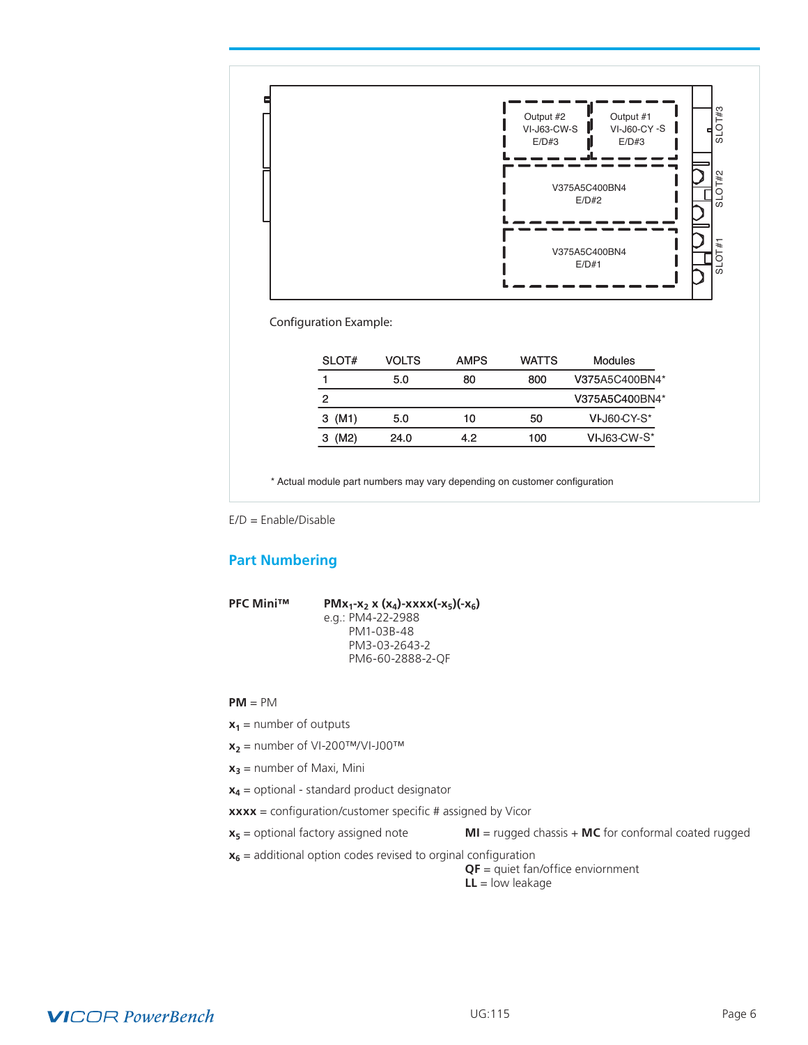Output #2
VI-J63-CW-S
E/D#3

Output #1
VI-J60-CY -S
E/D#3

V375A5C400BN4
E/D#2

V375A5C400BN4
E/D#1

SLOT#3

SLOT#2

SLOT #1

Configuration Example:

| SLOT# | VOLTS | AMPS | WATTS | Modules |
|---|---|---|---|---|
| 1 | 5.0 | 80 | 800 | V375A5C400BN4* |
| 2 | | | | V375A5C400BN4* |
| 3 (M1) | 5.0 | 10 | 50 | VI-J60-CY-S* |
| 3 (M2) | 24.0 | 4.2 | 100 | VI-J63-CW-S* |

* Actual module part numbers may vary depending on customer configuration

E/D = Enable/Disable

## Part Numbering

**PFC Mini™** **PM$x_1$-$x_2$ x ($x_4$)-xxxx(-$x_5$)(-$x_6$)**

e.g.: PM4-22-2988
PM1-03B-48
PM3-03-2643-2
PM6-60-2888-2-QF

**PM** = PM

**$x_1$** = number of outputs

**$x_2$** = number of VI-200™/VI-J00™

**$x_3$** = number of Maxi, Mini

**$x_4$** = optional - standard product designator

**xxxx** = configuration/customer specific # assigned by Vicor

**$x_5$** = optional factory assigned note **MI** = rugged chassis + **MC** for conformal coated rugged

**$x_6$** = additional option codes revised to orginal configuration

**QF** = quiet fan/office enviornment
**LL** = low leakage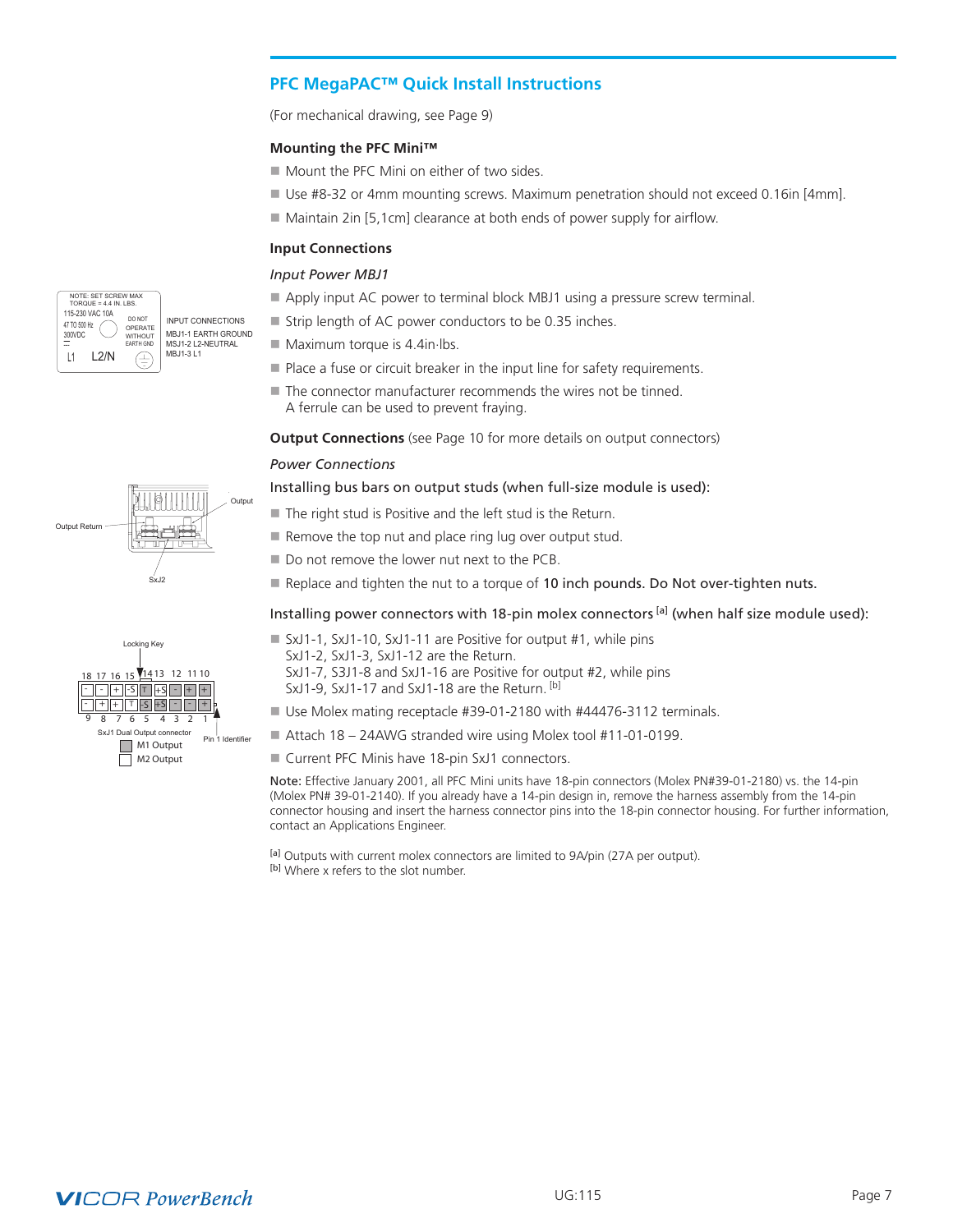## PFC MegaPAC™ Quick Install Instructions

(For mechanical drawing, see Page 9)

### Mounting the PFC Mini™

- Mount the PFC Mini on either of two sides.
- Use #8-32 or 4mm mounting screws. Maximum penetration should not exceed 0.16in [4mm].
- Maintain 2in [5,1cm] clearance at both ends of power supply for airflow.

### Input Connections

*Input Power MBJ1*

NOTE: SET SCREW MAX TORQUE = 4.4 IN. LBS.
115-230 VAC 10A
47 TO 500 Hz
300VDC
DO NOT OPERATE WITHOUT EARTH GND
L1 L2/N

INPUT CONNECTIONS
MBJ1-1 EARTH GROUND
MSJ1-2 L2-NEUTRAL
MBJ1-3 L1

- Apply input AC power to terminal block MBJ1 using a pressure screw terminal.
- Strip length of AC power conductors to be 0.35 inches.
- Maximum torque is 4.4in·lbs.
- Place a fuse or circuit breaker in the input line for safety requirements.
- The connector manufacturer recommends the wires not be tinned.
  A ferrule can be used to prevent fraying.

**Output Connections** (see Page 10 for more details on output connectors)

*Power Connections*

Installing bus bars on output studs (when full-size module is used):

Output Return | Output | SxJ2

- The right stud is Positive and the left stud is the Return.
- Remove the top nut and place ring lug over output stud.
- Do not remove the lower nut next to the PCB.
- Replace and tighten the nut to a torque of **10 inch pounds. Do Not over-tighten nuts.**

Installing power connectors with 18-pin molex connectors [a] (when half size module used):

Locking Key

| 18 | 17 | 16 | 15 | 14 | 13 | 12 | 11 | 10 |
|---|---|---|---|---|---|---|---|---|
| - | - | + | -S | T | +S | - | + | + |
| - | + | + | T | -S | +S | - | - | + |
| 9 | 8 | 7 | 6 | 5 | 4 | 3 | 2 | 1 |

SxJ1 Dual Output connector
M1 Output
M2 Output
Pin 1 Identifier

- SxJ1-1, SxJ1-10, SxJ1-11 are Positive for output #1, while pins SxJ1-2, SxJ1-3, SxJ1-12 are the Return.
  SxJ1-7, S3J1-8 and SxJ1-16 are Positive for output #2, while pins SxJ1-9, SxJ1-17 and SxJ1-18 are the Return. [b]
- Use Molex mating receptacle #39-01-2180 with #44476-3112 terminals.
- Attach 18 – 24AWG stranded wire using Molex tool #11-01-0199.
- Current PFC Minis have 18-pin SxJ1 connectors.

**Note:** Effective January 2001, all PFC Mini units have 18-pin connectors (Molex PN#39-01-2180) vs. the 14-pin (Molex PN# 39-01-2140). If you already have a 14-pin design in, remove the harness assembly from the 14-pin connector housing and insert the harness connector pins into the 18-pin connector housing. For further information, contact an Applications Engineer.

[a] Outputs with current molex connectors are limited to 9A/pin (27A per output).
[b] Where x refers to the slot number.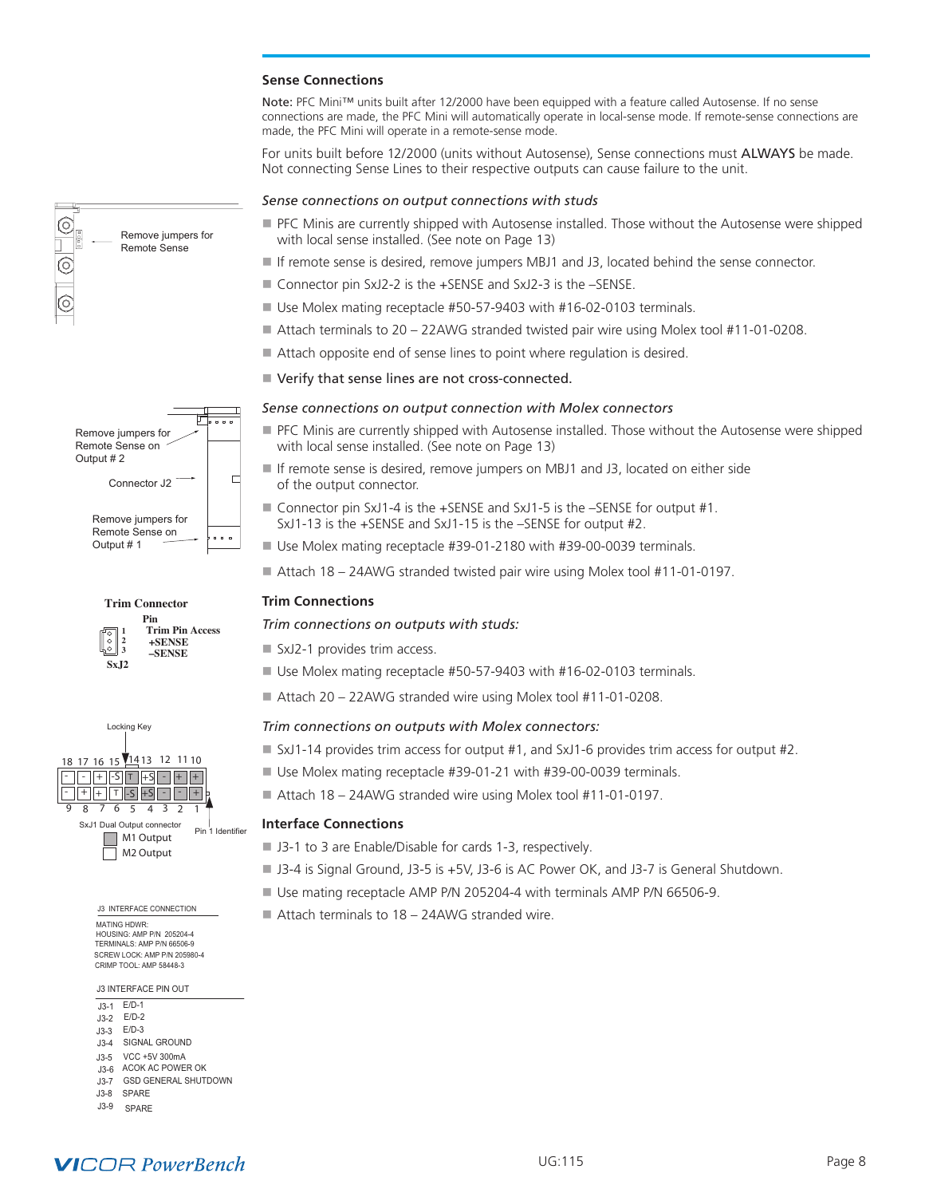## Sense Connections

Note: PFC Mini™ units built after 12/2000 have been equipped with a feature called Autosense. If no sense connections are made, the PFC Mini will automatically operate in local-sense mode. If remote-sense connections are made, the PFC Mini will operate in a remote-sense mode.

For units built before 12/2000 (units without Autosense), Sense connections must **ALWAYS** be made. Not connecting Sense Lines to their respective outputs can cause failure to the unit.

*Sense connections on output connections with studs*

- PFC Minis are currently shipped with Autosense installed. Those without the Autosense were shipped with local sense installed. (See note on Page 13)
- If remote sense is desired, remove jumpers MBJ1 and J3, located behind the sense connector.
- Connector pin SxJ2-2 is the +SENSE and SxJ2-3 is the –SENSE.
- Use Molex mating receptacle #50-57-9403 with #16-02-0103 terminals.
- Attach terminals to 20 – 22AWG stranded twisted pair wire using Molex tool #11-01-0208.
- Attach opposite end of sense lines to point where regulation is desired.
- Verify that sense lines are not cross-connected.

Remove jumpers for Remote Sense

*Sense connections on output connection with Molex connectors*

- PFC Minis are currently shipped with Autosense installed. Those without the Autosense were shipped with local sense installed. (See note on Page 13)
- If remote sense is desired, remove jumpers on MBJ1 and J3, located on either side of the output connector.
- Connector pin SxJ1-4 is the +SENSE and SxJ1-5 is the –SENSE for output #1. SxJ1-13 is the +SENSE and SxJ1-15 is the –SENSE for output #2.
- Use Molex mating receptacle #39-01-2180 with #39-00-0039 terminals.
- Attach 18 – 24AWG stranded twisted pair wire using Molex tool #11-01-0197.

Remove jumpers for Remote Sense on Output # 2

Connector J2

Remove jumpers for Remote Sense on Output # 1

## Trim Connections

*Trim connections on outputs with studs:*

- SxJ2-1 provides trim access.
- Use Molex mating receptacle #50-57-9403 with #16-02-0103 terminals.
- Attach 20 – 22AWG stranded wire using Molex tool #11-01-0208.

**Trim Connector**

| Pin | |
|---|---|
| 1 | Trim Pin Access |
| 2 | +SENSE |
| 3 | –SENSE |

SxJ2

*Trim connections on outputs with Molex connectors:*

- SxJ1-14 provides trim access for output #1, and SxJ1-6 provides trim access for output #2.
- Use Molex mating receptacle #39-01-21 with #39-00-0039 terminals.
- Attach 18 – 24AWG stranded wire using Molex tool #11-01-0197.

Locking Key

| 18 | 17 | 16 | 15 | 14 | 13 | 12 | 11 | 10 |
|---|---|---|---|---|---|---|---|---|
| - | - | + | -S | T | +S | - | + | + |
| - | + | + | T | -S | +S | - | - | + |
| 9 | 8 | 7 | 6 | 5 | 4 | 3 | 2 | 1 |

SxJ1 Dual Output connector — Pin 1 Identifier

M1 Output

M2 Output

## Interface Connections

- J3-1 to 3 are Enable/Disable for cards 1-3, respectively.
- J3-4 is Signal Ground, J3-5 is +5V, J3-6 is AC Power OK, and J3-7 is General Shutdown.
- Use mating receptacle AMP P/N 205204-4 with terminals AMP P/N 66506-9.
- Attach terminals to 18 – 24AWG stranded wire.

J3 INTERFACE CONNECTION

MATING HDWR:
HOUSING: AMP P/N 205204-4
TERMINALS: AMP P/N 66506-9
SCREW LOCK: AMP P/N 205980-4
CRIMP TOOL: AMP 58448-3

J3 INTERFACE PIN OUT

| | |
|---|---|
| J3-1 | E/D-1 |
| J3-2 | E/D-2 |
| J3-3 | E/D-3 |
| J3-4 | SIGNAL GROUND |
| J3-5 | VCC +5V 300mA |
| J3-6 | ACOK AC POWER OK |
| J3-7 | GSD GENERAL SHUTDOWN |
| J3-8 | SPARE |
| J3-9 | SPARE |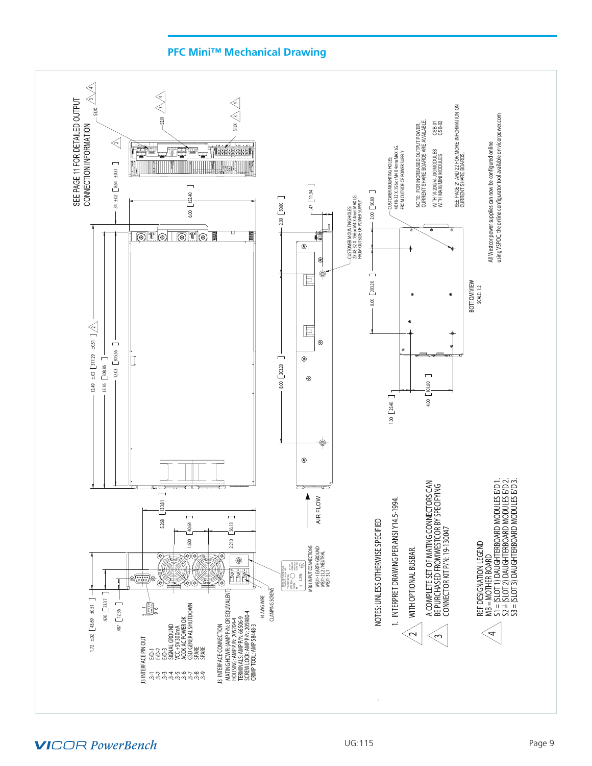## PFC Mini™ Mechanical Drawing

SEE PAGE 11 FOR DETAILED OUTPUT CONNECTION INFORMATION

S3/X, S2/X, S1/X

12.49 ±.02 [317.29 ±0.51]
12.16 [308.86]
12.03 [305.56]
.34 ±.02 [8.64 ±0.51]
6.00 [152.40]
1.72 ±.02 [43.69 ±0.51]
.920 [23.37]
.487 [12.36]
5.268 [133.81]
1.600 [40.64]
2.210 [56.13]
2.00 [50.80]
8.00 [203.20]
.47 [11.94]

AIR FLOW

CUSTOMER MOUNTING HOLES: 2X #8-32 X .156 or M4 X 4mm MAX LG. FROM OUTSIDE OF POWER SUPPLY

CUSTOMER MOUNTING HOLES: 4X #8-32 X .156 or M4 X 4mm MAX LG. FROM OUTSIDE OF POWER SUPPLY

NOTE: FOR INCREASED OUTPUT POWER, CURRENT SHARE BOARDS ARE AVAILABLE.
WITH VI-200/VI-J00 MODULES CSB-01
WITH MAXI/MINI MODULES CSB-02

SEE PAGE 21 AND 22 FOR MORE INFORMATION ON CURRENT SHARE BOARDS.

2.00 [50.80]
8.00 [203.20]
1.00 [25.40]
4.00 [101.60]

BOTTOM VIEW
SCALE: 1:2

All Westcor power supplies can now be configured online using VSPOC, the online configurator tool available on vicorpower.com

J3 INTERFACE PIN OUT
- J3-1 E/D-1
- J3-2 E/D-2
- J3-3 E/D-3
- J3-4 SIGNAL GROUND
- J3-5 VCC +5V 300mA
- J3-6 ACOK AC POWER OK
- J3-7 GSD GENERAL SHUTDOWN
- J3-8 SPARE
- J3-9 SPARE

J3 INTERFACE CONNECTION
MATING HDWR: (AMP P/N: OR EQUIVALENT)
HOUSING: AMP P/N: 205204-4
TERMINALS: AMP P/N: 66506-9
SCREW LOCK: AMP P/N: 205980-4
CRIMP TOOL: AMP 58448-3

14 AWG WIRE
CLAMPING SCREWS

MBJ1 INPUT CONNECTIONS
MBJ1-1 EARTH GROUND
MBJ1-2 L2 / NEUTRAL
MBJ1-3 L1

NOTES: UNLESS OTHERWISE SPECIFIED

1. INTERPRET DRAWING PER ANSI Y14.5-1994.
2. WITH OPTIONAL BUSBAR.
3. A COMPLETE SET OF MATING CONNECTORS CAN BE PURCHASED FROM WESTCOR BY SPECIFYING CONNECTOR KIT P/N: 19-130047
4. REF DESIGNATION LEGEND
   MB = MOTHER BOARD
   S1 = (SLOT 1) DAUGHTERBOARD MODULES E/D 1.
   S2 = (SLOT 2) DAUGHTERBOARD MODULES E/D 2.
   S3 = (SLOT 3) DAUGHTERBOARD MODULES E/D 3.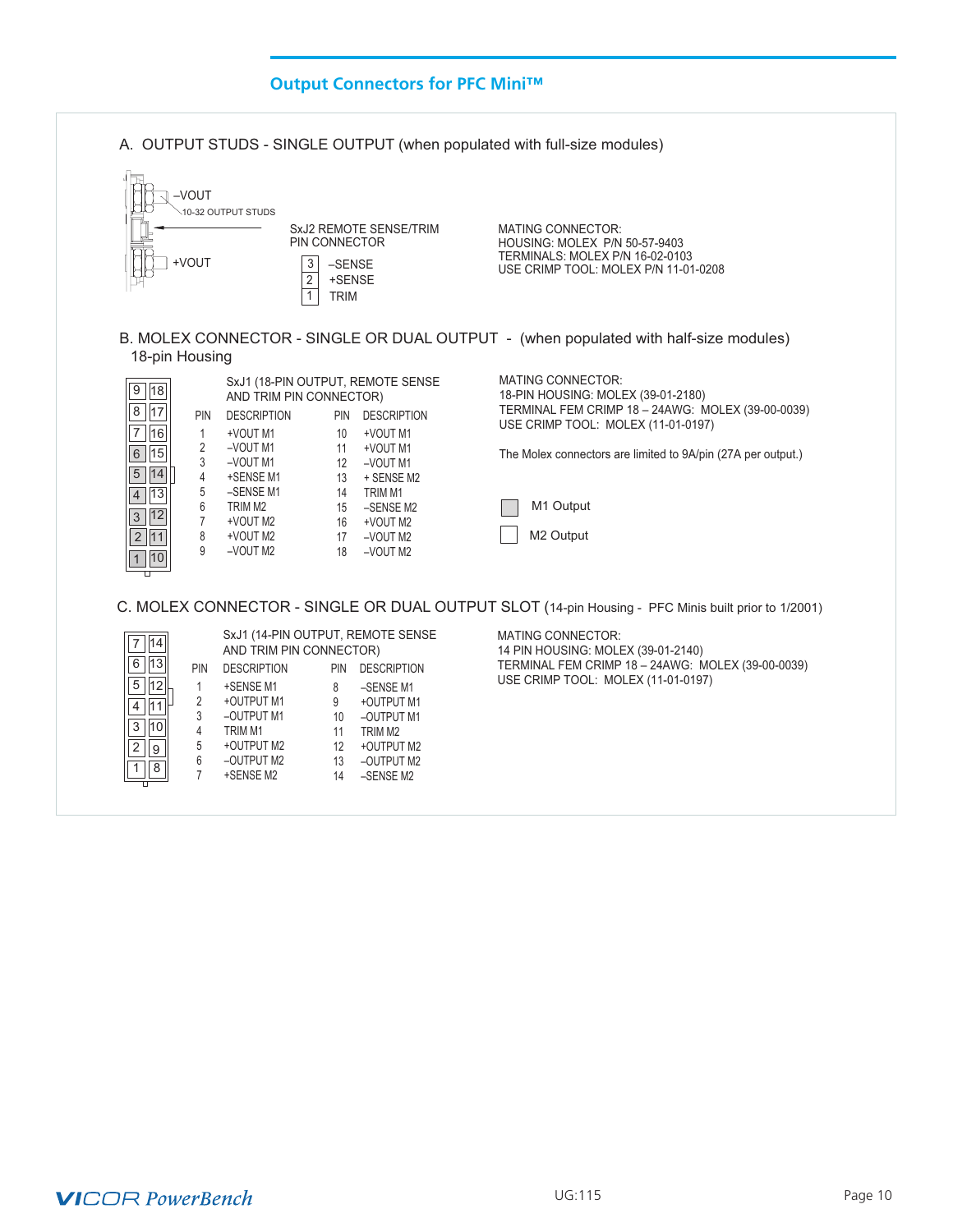## Output Connectors for PFC Mini™

### A. OUTPUT STUDS - SINGLE OUTPUT (when populated with full-size modules)

–VOUT

10-32 OUTPUT STUDS

+VOUT

SxJ2 REMOTE SENSE/TRIM PIN CONNECTOR

| PIN | DESCRIPTION |
|---|---|
| 3 | –SENSE |
| 2 | +SENSE |
| 1 | TRIM |

MATING CONNECTOR:
HOUSING: MOLEX P/N 50-57-9403
TERMINALS: MOLEX P/N 16-02-0103
USE CRIMP TOOL: MOLEX P/N 11-01-0208

### B. MOLEX CONNECTOR - SINGLE OR DUAL OUTPUT - (when populated with half-size modules) 18-pin Housing

SxJ1 (18-PIN OUTPUT, REMOTE SENSE AND TRIM PIN CONNECTOR)

| PIN | DESCRIPTION | PIN | DESCRIPTION |
|---|---|---|---|
| 1 | +VOUT M1 | 10 | +VOUT M1 |
| 2 | –VOUT M1 | 11 | +VOUT M1 |
| 3 | –VOUT M1 | 12 | –VOUT M1 |
| 4 | +SENSE M1 | 13 | + SENSE M2 |
| 5 | –SENSE M1 | 14 | TRIM M1 |
| 6 | TRIM M2 | 15 | –SENSE M2 |
| 7 | +VOUT M2 | 16 | +VOUT M2 |
| 8 | +VOUT M2 | 17 | –VOUT M2 |
| 9 | –VOUT M2 | 18 | –VOUT M2 |

MATING CONNECTOR:
18-PIN HOUSING: MOLEX (39-01-2180)
TERMINAL FEM CRIMP 18 – 24AWG: MOLEX (39-00-0039)
USE CRIMP TOOL: MOLEX (11-01-0197)

The Molex connectors are limited to 9A/pin (27A per output.)

M1 Output

M2 Output

### C. MOLEX CONNECTOR - SINGLE OR DUAL OUTPUT SLOT (14-pin Housing - PFC Minis built prior to 1/2001)

SxJ1 (14-PIN OUTPUT, REMOTE SENSE AND TRIM PIN CONNECTOR)

| PIN | DESCRIPTION | PIN | DESCRIPTION |
|---|---|---|---|
| 1 | +SENSE M1 | 8 | –SENSE M1 |
| 2 | +OUTPUT M1 | 9 | +OUTPUT M1 |
| 3 | –OUTPUT M1 | 10 | –OUTPUT M1 |
| 4 | TRIM M1 | 11 | TRIM M2 |
| 5 | +OUTPUT M2 | 12 | +OUTPUT M2 |
| 6 | –OUTPUT M2 | 13 | –OUTPUT M2 |
| 7 | +SENSE M2 | 14 | –SENSE M2 |

MATING CONNECTOR:
14 PIN HOUSING: MOLEX (39-01-2140)
TERMINAL FEM CRIMP 18 – 24AWG: MOLEX (39-00-0039)
USE CRIMP TOOL: MOLEX (11-01-0197)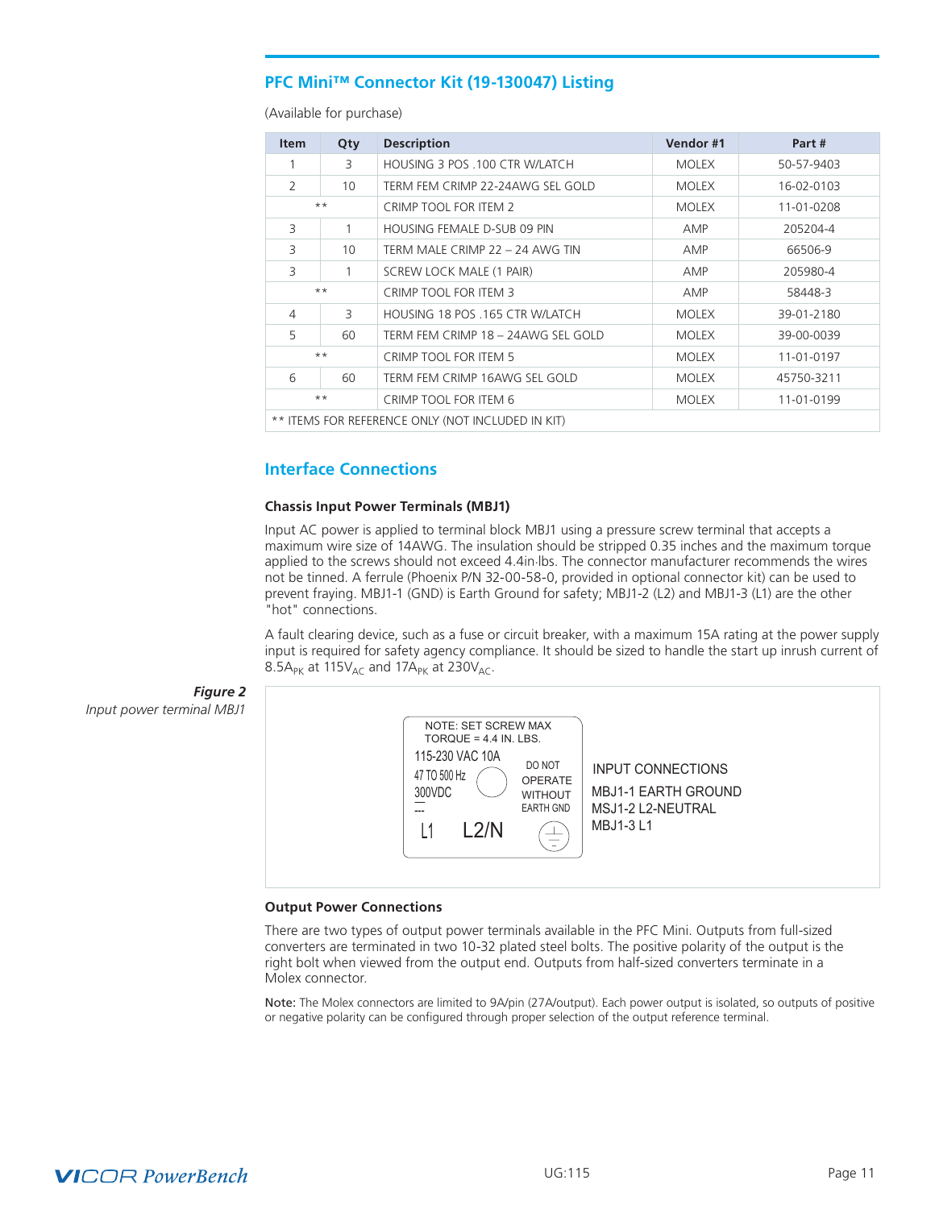## PFC Mini™ Connector Kit (19-130047) Listing

(Available for purchase)

| Item | Qty | Description | Vendor #1 | Part # |
|---|---|---|---|---|
| 1 | 3 | HOUSING 3 POS .100 CTR W/LATCH | MOLEX | 50-57-9403 |
| 2 | 10 | TERM FEM CRIMP 22-24AWG SEL GOLD | MOLEX | 16-02-0103 |
| ** | | CRIMP TOOL FOR ITEM 2 | MOLEX | 11-01-0208 |
| 3 | 1 | HOUSING FEMALE D-SUB 09 PIN | AMP | 205204-4 |
| 3 | 10 | TERM MALE CRIMP 22 – 24 AWG TIN | AMP | 66506-9 |
| 3 | 1 | SCREW LOCK MALE (1 PAIR) | AMP | 205980-4 |
| ** | | CRIMP TOOL FOR ITEM 3 | AMP | 58448-3 |
| 4 | 3 | HOUSING 18 POS .165 CTR W/LATCH | MOLEX | 39-01-2180 |
| 5 | 60 | TERM FEM CRIMP 18 – 24AWG SEL GOLD | MOLEX | 39-00-0039 |
| ** | | CRIMP TOOL FOR ITEM 5 | MOLEX | 11-01-0197 |
| 6 | 60 | TERM FEM CRIMP 16AWG SEL GOLD | MOLEX | 45750-3211 |
| ** | | CRIMP TOOL FOR ITEM 6 | MOLEX | 11-01-0199 |
| ** ITEMS FOR REFERENCE ONLY (NOT INCLUDED IN KIT) | | | | |

## Interface Connections

### Chassis Input Power Terminals (MBJ1)

Input AC power is applied to terminal block MBJ1 using a pressure screw terminal that accepts a maximum wire size of 14AWG. The insulation should be stripped 0.35 inches and the maximum torque applied to the screws should not exceed 4.4in·lbs. The connector manufacturer recommends the wires not be tinned. A ferrule (Phoenix P/N 32-00-58-0, provided in optional connector kit) can be used to prevent fraying. MBJ1-1 (GND) is Earth Ground for safety; MBJ1-2 (L2) and MBJ1-3 (L1) are the other "hot" connections.

A fault clearing device, such as a fuse or circuit breaker, with a maximum 15A rating at the power supply input is required for safety agency compliance. It should be sized to handle the start up inrush current of $8.5A_{PK}$ at $115V_{AC}$ and $17A_{PK}$ at $230V_{AC}$.

***Figure 2***
*Input power terminal MBJ1*

NOTE: SET SCREW MAX TORQUE = 4.4 IN. LBS.
115-230 VAC 10A
47 TO 500 Hz
300VDC
DO NOT OPERATE WITHOUT EARTH GND
L1 L2/N

INPUT CONNECTIONS
MBJ1-1 EARTH GROUND
MSJ1-2 L2-NEUTRAL
MBJ1-3 L1

### Output Power Connections

There are two types of output power terminals available in the PFC Mini. Outputs from full-sized converters are terminated in two 10-32 plated steel bolts. The positive polarity of the output is the right bolt when viewed from the output end. Outputs from half-sized converters terminate in a Molex connector.

**Note:** The Molex connectors are limited to 9A/pin (27A/output). Each power output is isolated, so outputs of positive or negative polarity can be configured through proper selection of the output reference terminal.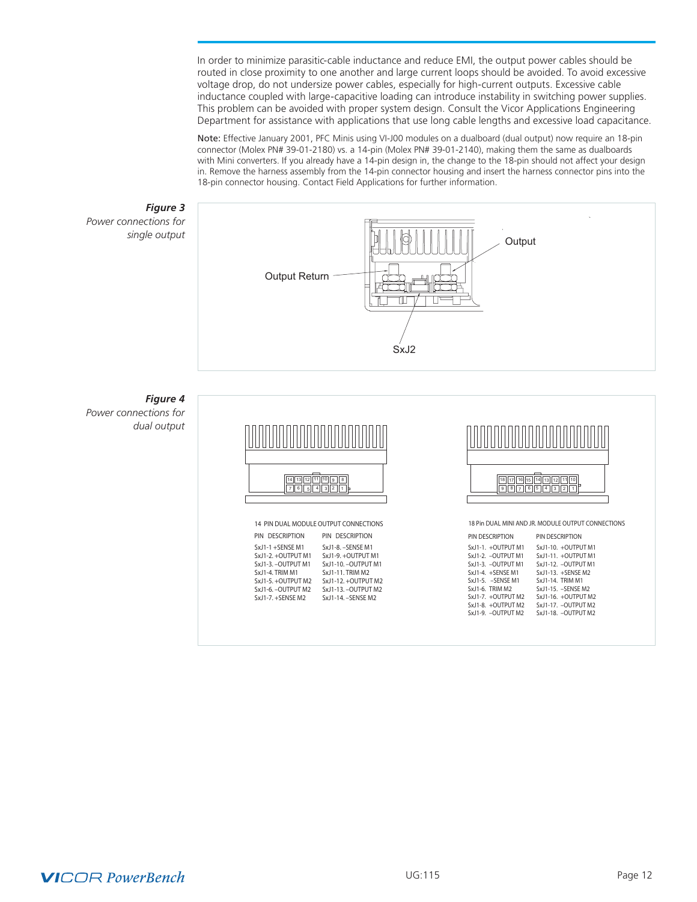In order to minimize parasitic-cable inductance and reduce EMI, the output power cables should be routed in close proximity to one another and large current loops should be avoided. To avoid excessive voltage drop, do not undersize power cables, especially for high-current outputs. Excessive cable inductance coupled with large-capacitive loading can introduce instability in switching power supplies. This problem can be avoided with proper system design. Consult the Vicor Applications Engineering Department for assistance with applications that use long cable lengths and excessive load capacitance.

Note: Effective January 2001, PFC Minis using VI-J00 modules on a dualboard (dual output) now require an 18-pin connector (Molex PN# 39-01-2180) vs. a 14-pin (Molex PN# 39-01-2140), making them the same as dualboards with Mini converters. If you already have a 14-pin design in, the change to the 18-pin should not affect your design in. Remove the harness assembly from the 14-pin connector housing and insert the harness connector pins into the 18-pin connector housing. Contact Field Applications for further information.

***Figure 3***
*Power connections for single output*

Output Return

Output

SxJ2

***Figure 4***
*Power connections for dual output*

14 PIN DUAL MODULE OUTPUT CONNECTIONS

| PIN | DESCRIPTION | PIN | DESCRIPTION |
|---|---|---|---|
| SxJ1-1 | +SENSE M1 | SxJ1-8. | –SENSE M1 |
| SxJ1-2. | +OUTPUT M1 | SxJ1-9. | +OUTPUT M1 |
| SxJ1-3. | –OUTPUT M1 | SxJ1-10. | –OUTPUT M1 |
| SxJ1-4. | TRIM M1 | SxJ1-11. | TRIM M2 |
| SxJ1-5. | +OUTPUT M2 | SxJ1-12. | +OUTPUT M2 |
| SxJ1-6. | –OUTPUT M2 | SxJ1-13. | –OUTPUT M2 |
| SxJ1-7. | +SENSE M2 | SxJ1-14. | –SENSE M2 |

18 Pin DUAL MINI AND JR. MODULE OUTPUT CONNECTIONS

| PIN | DESCRIPTION | PIN | DESCRIPTION |
|---|---|---|---|
| SxJ1-1. | +OUTPUT M1 | SxJ1-10. | +OUTPUT M1 |
| SxJ1-2. | –OUTPUT M1 | SxJ1-11. | +OUTPUT M1 |
| SxJ1-3. | –OUTPUT M1 | SxJ1-12. | –OUTPUT M1 |
| SxJ1-4. | +SENSE M1 | SxJ1-13. | +SENSE M2 |
| SxJ1-5. | –SENSE M1 | SxJ1-14. | TRIM M1 |
| SxJ1-6. | TRIM M2 | SxJ1-15. | –SENSE M2 |
| SxJ1-7. | +OUTPUT M2 | SxJ1-16. | +OUTPUT M2 |
| SxJ1-8. | +OUTPUT M2 | SxJ1-17. | –OUTPUT M2 |
| SxJ1-9. | –OUTPUT M2 | SxJ1-18. | –OUTPUT M2 |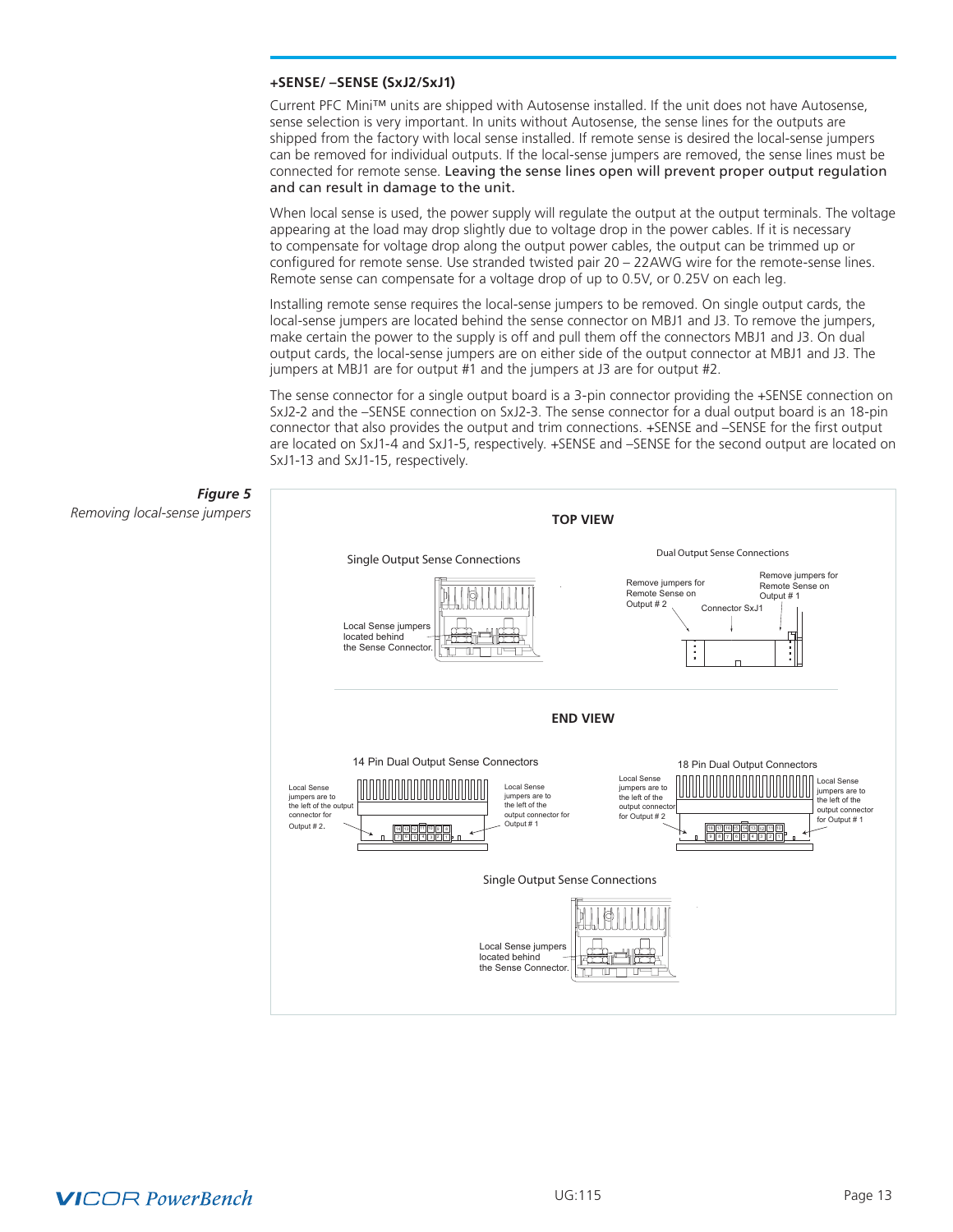### +SENSE/ –SENSE (SxJ2/SxJ1)

Current PFC Mini™ units are shipped with Autosense installed. If the unit does not have Autosense, sense selection is very important. In units without Autosense, the sense lines for the outputs are shipped from the factory with local sense installed. If remote sense is desired the local-sense jumpers can be removed for individual outputs. If the local-sense jumpers are removed, the sense lines must be connected for remote sense. Leaving the sense lines open will prevent proper output regulation and can result in damage to the unit.

When local sense is used, the power supply will regulate the output at the output terminals. The voltage appearing at the load may drop slightly due to voltage drop in the power cables. If it is necessary to compensate for voltage drop along the output power cables, the output can be trimmed up or configured for remote sense. Use stranded twisted pair 20 – 22AWG wire for the remote-sense lines. Remote sense can compensate for a voltage drop of up to 0.5V, or 0.25V on each leg.

Installing remote sense requires the local-sense jumpers to be removed. On single output cards, the local-sense jumpers are located behind the sense connector on MBJ1 and J3. To remove the jumpers, make certain the power to the supply is off and pull them off the connectors MBJ1 and J3. On dual output cards, the local-sense jumpers are on either side of the output connector at MBJ1 and J3. The jumpers at MBJ1 are for output #1 and the jumpers at J3 are for output #2.

The sense connector for a single output board is a 3-pin connector providing the +SENSE connection on SxJ2-2 and the –SENSE connection on SxJ2-3. The sense connector for a dual output board is an 18-pin connector that also provides the output and trim connections. +SENSE and –SENSE for the first output are located on SxJ1-4 and SxJ1-5, respectively. +SENSE and –SENSE for the second output are located on SxJ1-13 and SxJ1-15, respectively.

***Figure 5***
*Removing local-sense jumpers*

TOP VIEW

Single Output Sense Connections

Local Sense jumpers located behind the Sense Connector.

Dual Output Sense Connections

Remove jumpers for Remote Sense on Output # 2

Connector SxJ1

Remove jumpers for Remote Sense on Output # 1

END VIEW

14 Pin Dual Output Sense Connectors

Local Sense jumpers are to the left of the output connector for Output # 2.

Local Sense jumpers are to the left of the output connector for Output # 1

18 Pin Dual Output Connectors

Local Sense jumpers are to the left of the output connector for Output # 2

Local Sense jumpers are to the left of the output connector for Output # 1

Single Output Sense Connections

Local Sense jumpers located behind the Sense Connector.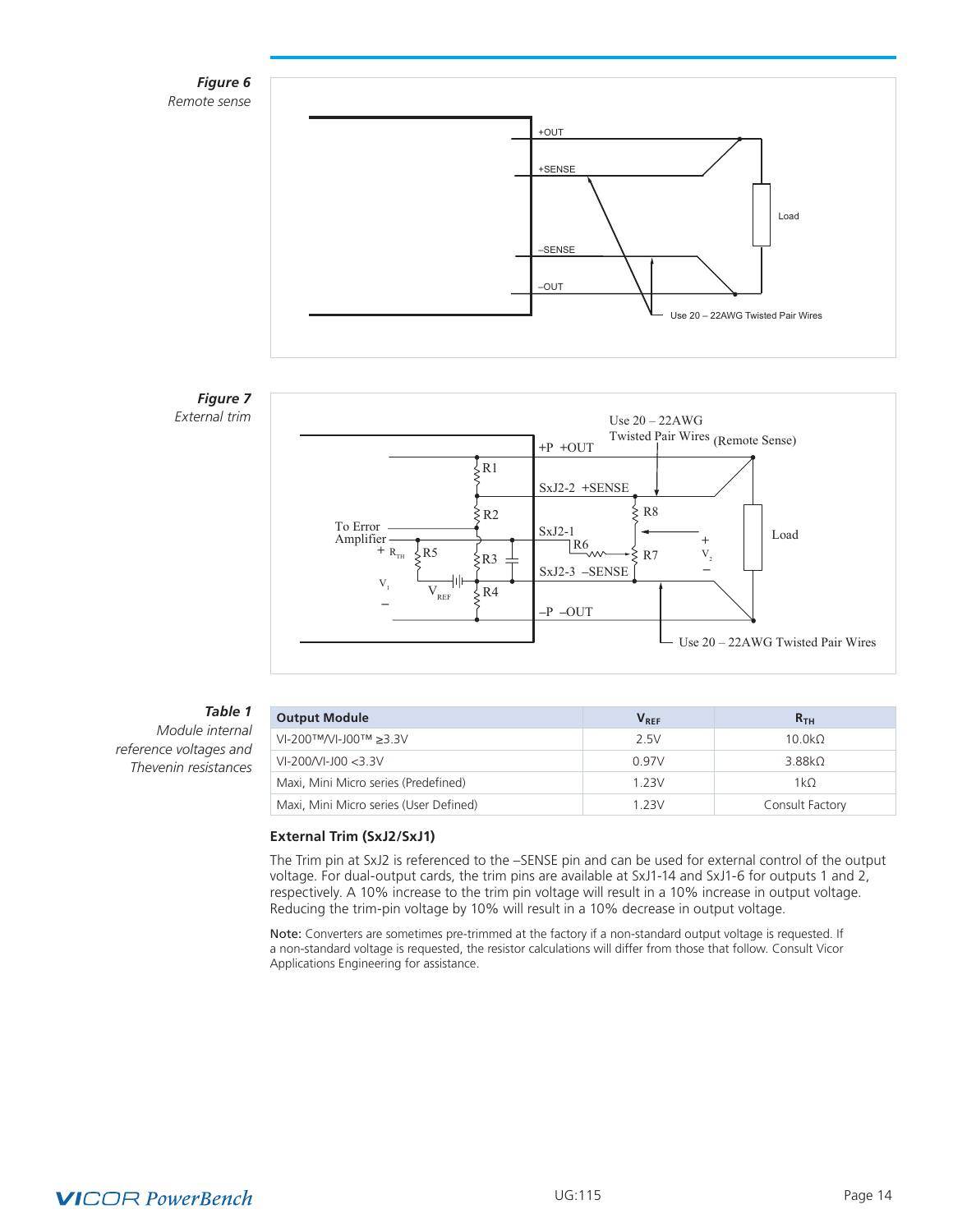***Figure 6***
*Remote sense*

***Figure 7***
*External trim*

***Table 1***
*Module internal reference voltages and Thevenin resistances*

| Output Module | $V_{REF}$ | $R_{TH}$ |
|---|---|---|
| VI-200™/VI-J00™ ≥3.3V | 2.5V | 10.0kΩ |
| VI-200/VI-J00 <3.3V | 0.97V | 3.88kΩ |
| Maxi, Mini Micro series (Predefined) | 1.23V | 1kΩ |
| Maxi, Mini Micro series (User Defined) | 1.23V | Consult Factory |

### External Trim (SxJ2/SxJ1)

The Trim pin at SxJ2 is referenced to the –SENSE pin and can be used for external control of the output voltage. For dual-output cards, the trim pins are available at SxJ1-14 and SxJ1-6 for outputs 1 and 2, respectively. A 10% increase to the trim pin voltage will result in a 10% increase in output voltage. Reducing the trim-pin voltage by 10% will result in a 10% decrease in output voltage.

Note: Converters are sometimes pre-trimmed at the factory if a non-standard output voltage is requested. If a non-standard voltage is requested, the resistor calculations will differ from those that follow. Consult Vicor Applications Engineering for assistance.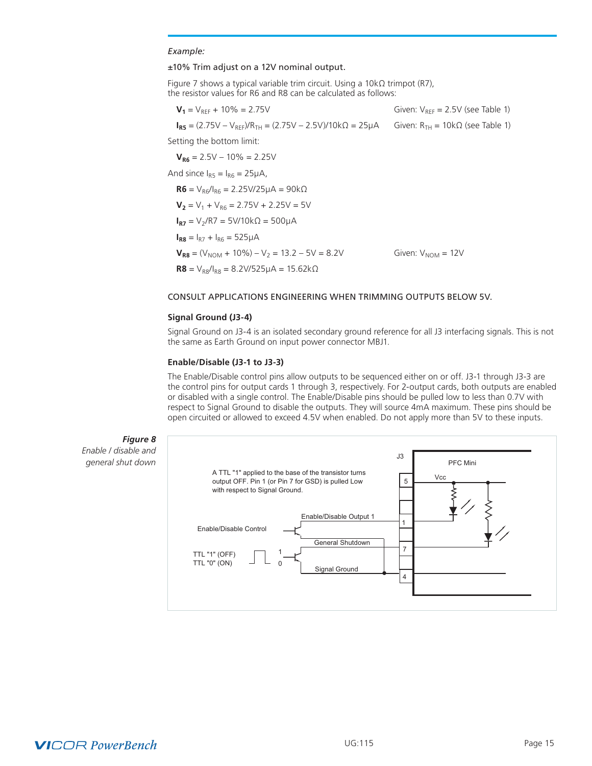*Example:*

±10% Trim adjust on a 12V nominal output.

Figure 7 shows a typical variable trim circuit. Using a 10kΩ trimpot (R7), the resistor values for R6 and R8 can be calculated as follows:

$\mathbf{V_1} = V_{REF} + 10\% = 2.75V$ Given: $V_{REF} = 2.5V$ (see Table 1)

$\mathbf{I_{R5}} = (2.75V – V_{REF})/R_{TH} = (2.75V – 2.5V)/10kΩ = 25µA$ Given: $R_{TH} = 10kΩ$ (see Table 1)

Setting the bottom limit:

$\mathbf{V_{R6}} = 2.5V – 10\% = 2.25V$

And since $I_{R5} = I_{R6} = 25µA$,

$\mathbf{R6} = V_{R6}/I_{R6} = 2.25V/25µA = 90kΩ$

$\mathbf{V_2} = V_1 + V_{R6} = 2.75V + 2.25V = 5V$

$\mathbf{I_{R7}} = V_2/R7 = 5V/10kΩ = 500µA$

$\mathbf{I_{R8}} = I_{R7} + I_{R6} = 525µA$

$\mathbf{V_{R8}} = (V_{NOM} + 10\%) – V_2 = 13.2 – 5V = 8.2V$ Given: $V_{NOM} = 12V$

$\mathbf{R8} = V_{R8}/I_{R8} = 8.2V/525µA = 15.62kΩ$

CONSULT APPLICATIONS ENGINEERING WHEN TRIMMING OUTPUTS BELOW 5V.

### Signal Ground (J3-4)

Signal Ground on J3-4 is an isolated secondary ground reference for all J3 interfacing signals. This is not the same as Earth Ground on input power connector MBJ1.

### Enable/Disable (J3-1 to J3-3)

The Enable/Disable control pins allow outputs to be sequenced either on or off. J3-1 through J3-3 are the control pins for output cards 1 through 3, respectively. For 2-output cards, both outputs are enabled or disabled with a single control. The Enable/Disable pins should be pulled low to less than 0.7V with respect to Signal Ground to disable the outputs. They will source 4mA maximum. These pins should be open circuited or allowed to exceed 4.5V when enabled. Do not apply more than 5V to these inputs.

***Figure 8***
*Enable / disable and general shut down*

A TTL "1" applied to the base of the transistor turns output OFF. Pin 1 (or Pin 7 for GSD) is pulled Low with respect to Signal Ground.

J3 | PFC Mini | Vcc | 5 | 1 | 7 | 4

Enable/Disable Output 1 | Enable/Disable Control | General Shutdown | Signal Ground

TTL "1" (OFF) | TTL "0" (ON) | 1 | 0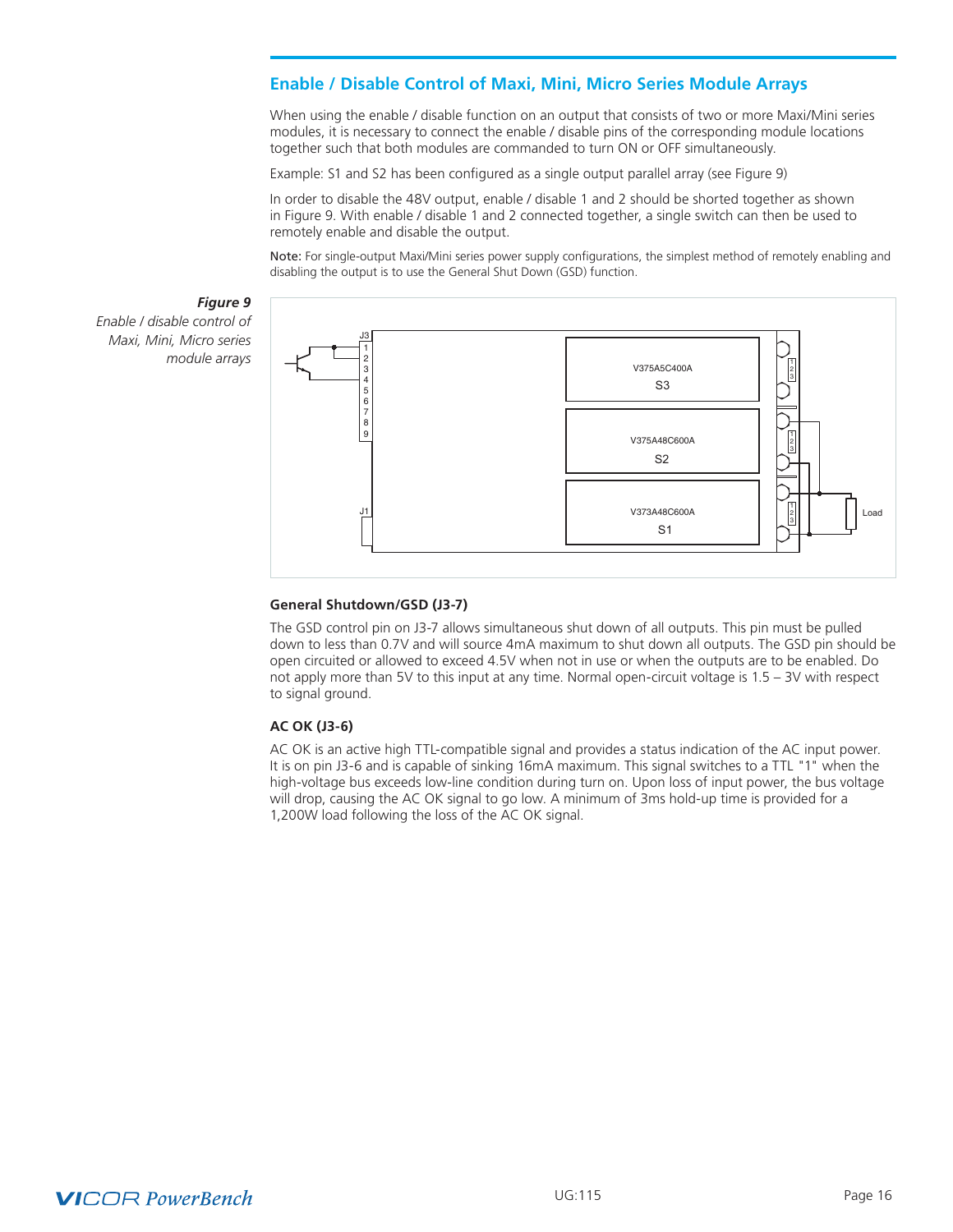## Enable / Disable Control of Maxi, Mini, Micro Series Module Arrays

When using the enable / disable function on an output that consists of two or more Maxi/Mini series modules, it is necessary to connect the enable / disable pins of the corresponding module locations together such that both modules are commanded to turn ON or OFF simultaneously.

Example: S1 and S2 has been configured as a single output parallel array (see Figure 9)

In order to disable the 48V output, enable / disable 1 and 2 should be shorted together as shown in Figure 9. With enable / disable 1 and 2 connected together, a single switch can then be used to remotely enable and disable the output.

Note: For single-output Maxi/Mini series power supply configurations, the simplest method of remotely enabling and disabling the output is to use the General Shut Down (GSD) function.

***Figure 9***
*Enable / disable control of Maxi, Mini, Micro series module arrays*

### General Shutdown/GSD (J3-7)

The GSD control pin on J3-7 allows simultaneous shut down of all outputs. This pin must be pulled down to less than 0.7V and will source 4mA maximum to shut down all outputs. The GSD pin should be open circuited or allowed to exceed 4.5V when not in use or when the outputs are to be enabled. Do not apply more than 5V to this input at any time. Normal open-circuit voltage is 1.5 – 3V with respect to signal ground.

### AC OK (J3-6)

AC OK is an active high TTL-compatible signal and provides a status indication of the AC input power. It is on pin J3-6 and is capable of sinking 16mA maximum. This signal switches to a TTL "1" when the high-voltage bus exceeds low-line condition during turn on. Upon loss of input power, the bus voltage will drop, causing the AC OK signal to go low. A minimum of 3ms hold-up time is provided for a 1,200W load following the loss of the AC OK signal.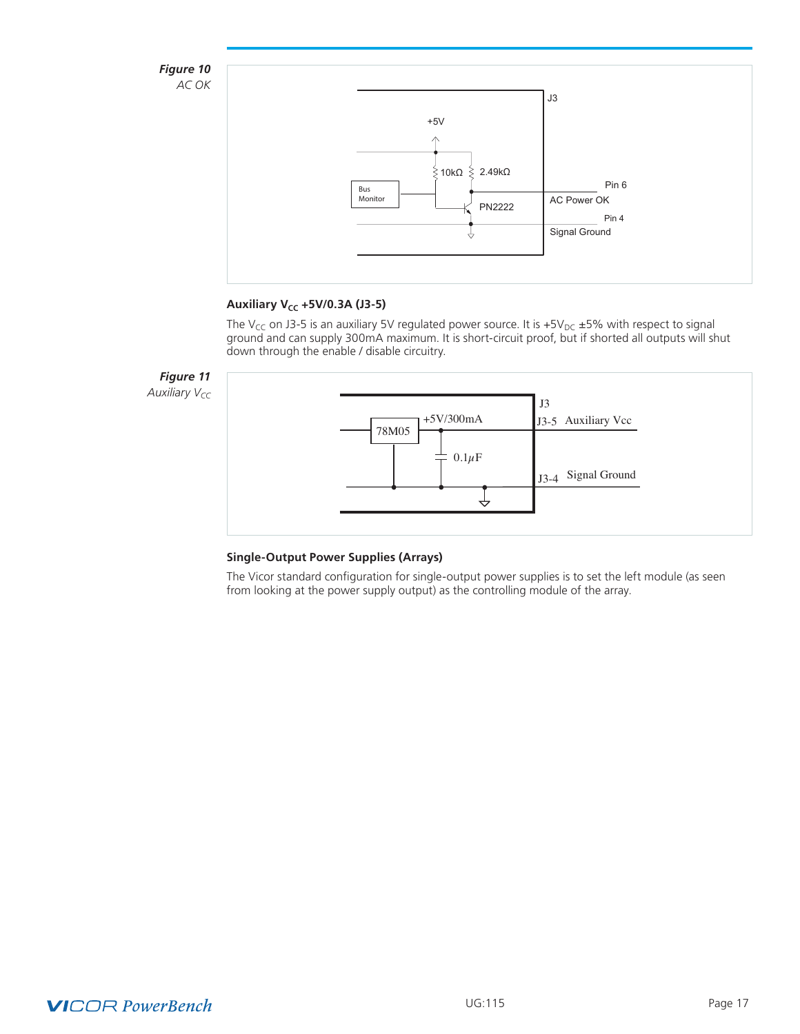*Figure 10*
*AC OK*

J3

+5V

10kΩ 2.49kΩ

Bus Monitor

PN2222

Pin 6
AC Power OK

Pin 4
Signal Ground

### Auxiliary $V_{CC}$ +5V/0.3A (J3-5)

The $V_{CC}$ on J3-5 is an auxiliary 5V regulated power source. It is +5$V_{DC}$ ±5% with respect to signal ground and can supply 300mA maximum. It is short-circuit proof, but if shorted all outputs will shut down through the enable / disable circuitry.

*Figure 11*
*Auxiliary $V_{CC}$*

J3

78M05 +5V/300mA

J3-5 Auxiliary Vcc

0.1µF

J3-4 Signal Ground

### Single-Output Power Supplies (Arrays)

The Vicor standard configuration for single-output power supplies is to set the left module (as seen from looking at the power supply output) as the controlling module of the array.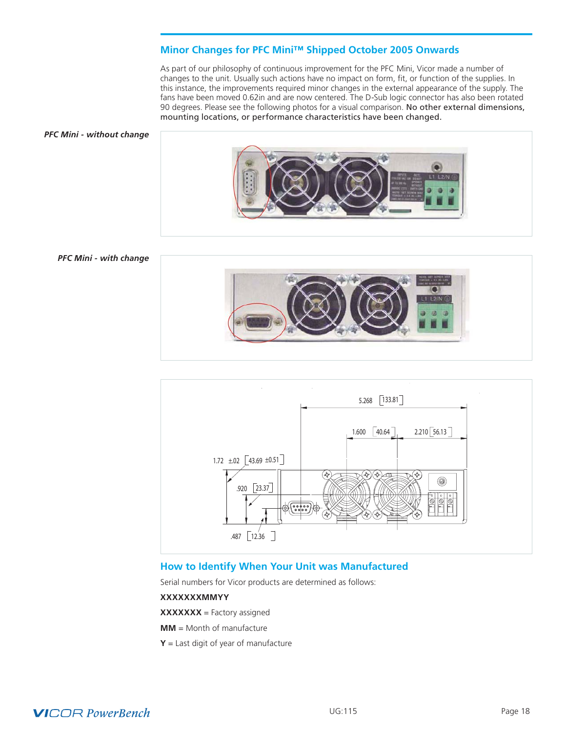## Minor Changes for PFC Mini™ Shipped October 2005 Onwards

As part of our philosophy of continuous improvement for the PFC Mini, Vicor made a number of changes to the unit. Usually such actions have no impact on form, fit, or function of the supplies. In this instance, the improvements required minor changes in the external appearance of the supply. The fans have been moved 0.62in and are now centered. The D-Sub logic connector has also been rotated 90 degrees. Please see the following photos for a visual comparison. No other external dimensions, mounting locations, or performance characteristics have been changed.

*PFC Mini - without change*

*PFC Mini - with change*

## How to Identify When Your Unit was Manufactured

Serial numbers for Vicor products are determined as follows:

**XXXXXXXMMYY**

**XXXXXXX** = Factory assigned

**MM** = Month of manufacture

**Y** = Last digit of year of manufacture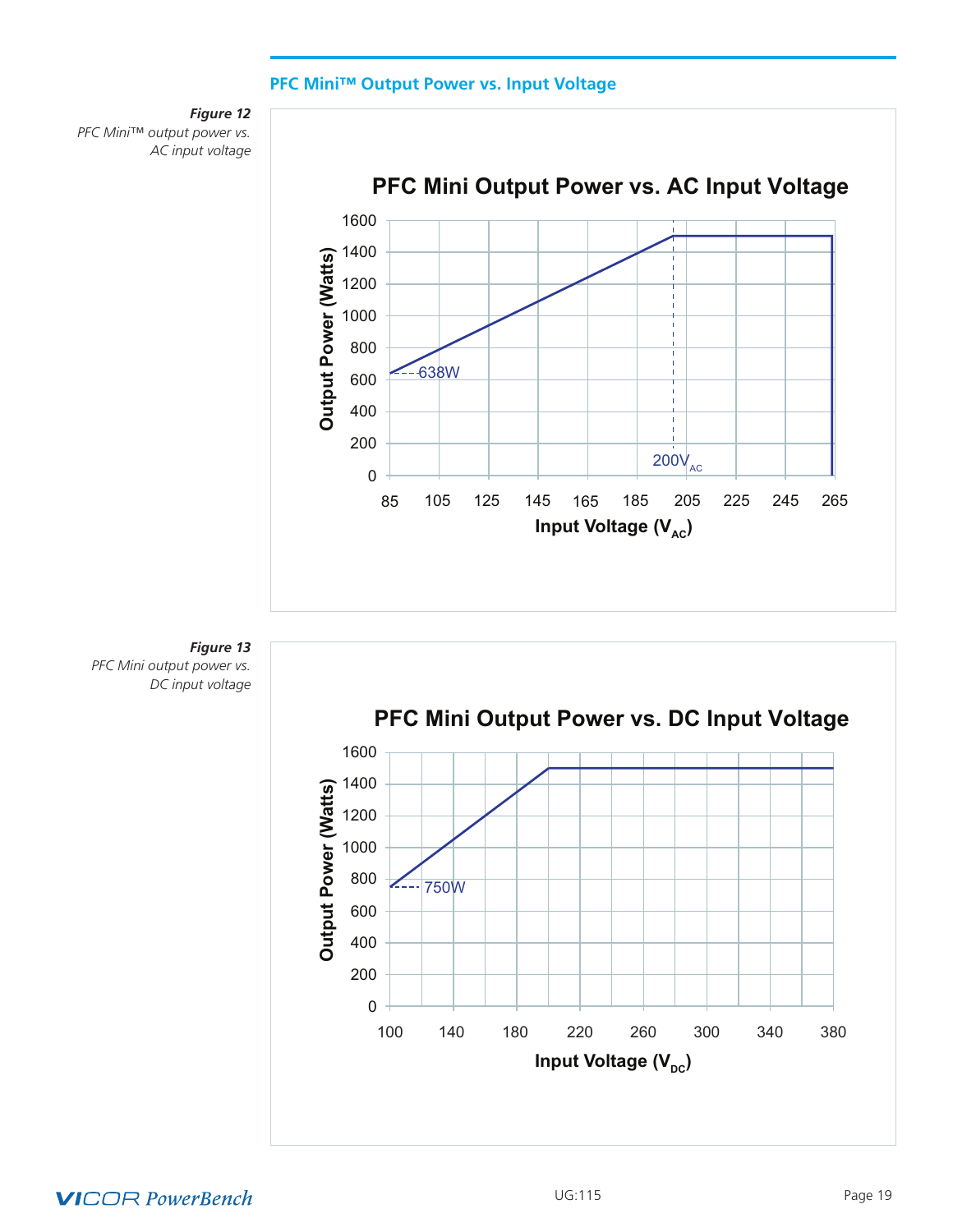## PFC Mini™ Output Power vs. Input Voltage

***Figure 12***
*PFC Mini™ output power vs. AC input voltage*

**Figure 13**
*PFC Mini output power vs. DC input voltage*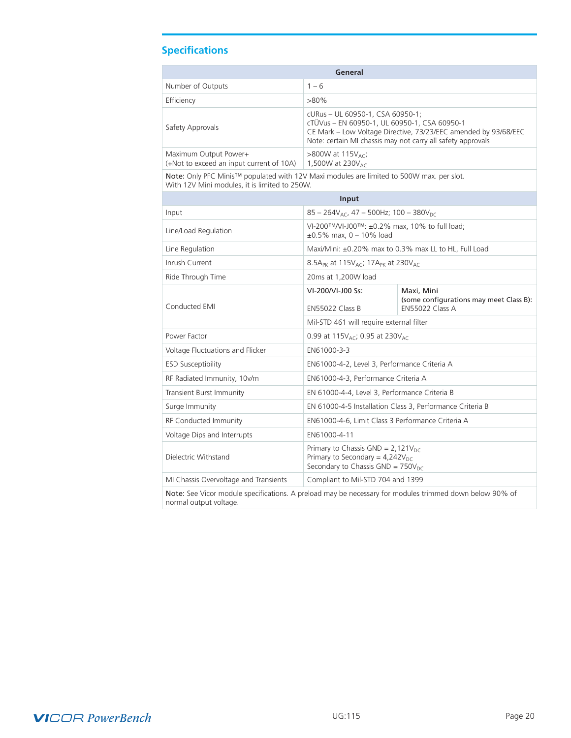## Specifications

| General | |
|---|---|
| Number of Outputs | 1 – 6 |
| Efficiency | >80% |
| Safety Approvals | cURus – UL 60950-1, CSA 60950-1;<br>cTÜVus – EN 60950-1, UL 60950-1, CSA 60950-1<br>CE Mark – Low Voltage Directive, 73/23/EEC amended by 93/68/EEC<br>Note: certain MI chassis may not carry all safety approvals |
| Maximum Output Power+<br>(+Not to exceed an input current of 10A) | >800W at $115V_{AC}$;<br>1,500W at $230V_{AC}$ |
| **Note:** Only PFC Minis™ populated with 12V Maxi modules are limited to 500W max. per slot. With 12V Mini modules, it is limited to 250W. | |

| Input | | |
|---|---|---|
| Input | 85 – $264V_{AC}$, 47 – 500Hz; 100 – $380V_{DC}$ | |
| Line/Load Regulation | VI-200™/VI-J00™: ±0.2% max, 10% to full load;<br>±0.5% max, 0 – 10% load | |
| Line Regulation | Maxi/Mini: ±0.20% max to 0.3% max LL to HL, Full Load | |
| Inrush Current | $8.5A_{PK}$ at $115V_{AC}$; $17A_{PK}$ at $230V_{AC}$ | |
| Ride Through Time | 20ms at 1,200W load | |
| Conducted EMI | VI-200/VI-J00 Ss:<br>EN55022 Class B | Maxi, Mini<br>(some configurations may meet Class B):<br>EN55022 Class A |
| | Mil-STD 461 will require external filter | |
| Power Factor | 0.99 at $115V_{AC}$; 0.95 at $230V_{AC}$ | |
| Voltage Fluctuations and Flicker | EN61000-3-3 | |
| ESD Susceptibility | EN61000-4-2, Level 3, Performance Criteria A | |
| RF Radiated Immunity, 10v/m | EN61000-4-3, Performance Criteria A | |
| Transient Burst Immunity | EN 61000-4-4, Level 3, Performance Criteria B | |
| Surge Immunity | EN 61000-4-5 Installation Class 3, Performance Criteria B | |
| RF Conducted Immunity | EN61000-4-6, Limit Class 3 Performance Criteria A | |
| Voltage Dips and Interrupts | EN61000-4-11 | |
| Dielectric Withstand | Primary to Chassis GND = $2,121V_{DC}$<br>Primary to Secondary = $4,242V_{DC}$<br>Secondary to Chassis GND = $750V_{DC}$ | |
| MI Chassis Overvoltage and Transients | Compliant to Mil-STD 704 and 1399 | |
| **Note:** See Vicor module specifications. A preload may be necessary for modules trimmed down below 90% of normal output voltage. | | |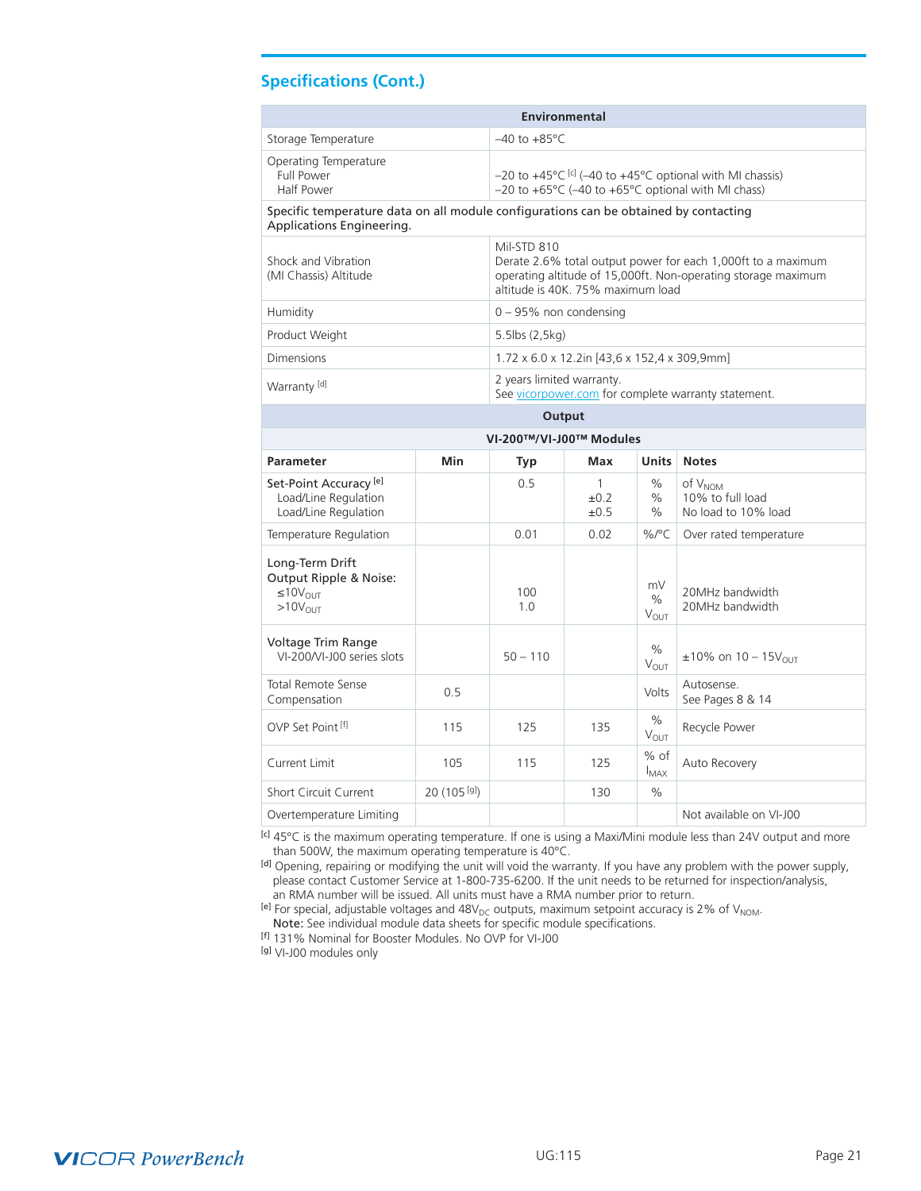## Specifications (Cont.)

| Environmental | |
|---|---|
| Storage Temperature | –40 to +85°C |
| Operating Temperature<br>Full Power<br>Half Power | <br>–20 to +45°C [c] (–40 to +45°C optional with MI chassis)<br>–20 to +65°C (–40 to +65°C optional with MI chass) |
| Specific temperature data on all module configurations can be obtained by contacting Applications Engineering. | |
| Shock and Vibration<br>(MI Chassis) Altitude | Mil-STD 810<br>Derate 2.6% total output power for each 1,000ft to a maximum operating altitude of 15,000ft. Non-operating storage maximum altitude is 40K. 75% maximum load |
| Humidity | 0 – 95% non condensing |
| Product Weight | 5.5lbs (2,5kg) |
| Dimensions | 1.72 x 6.0 x 12.2in [43,6 x 152,4 x 309,9mm] |
| Warranty [d] | 2 years limited warranty.<br>See vicorpower.com for complete warranty statement. |

| Output | | | | | |
|---|---|---|---|---|---|
| VI-200™/VI-J00™ Modules | | | | | |
| **Parameter** | **Min** | **Typ** | **Max** | **Units** | **Notes** |
| Set-Point Accuracy [e]<br>Load/Line Regulation<br>Load/Line Regulation | | 0.5 | 1<br>±0.2<br>±0.5 | %<br>%<br>% | of $V_{NOM}$<br>10% to full load<br>No load to 10% load |
| Temperature Regulation | | 0.01 | 0.02 | %/°C | Over rated temperature |
| Long-Term Drift<br>Output Ripple & Noise:<br>≤10$V_{OUT}$<br>>10$V_{OUT}$ | | <br><br>100<br>1.0 | | mV<br>%<br>$V_{OUT}$ | <br><br>20MHz bandwidth<br>20MHz bandwidth |
| Voltage Trim Range<br>VI-200/VI-J00 series slots | | 50 – 110 | | %<br>$V_{OUT}$ | ±10% on 10 – 15$V_{OUT}$ |
| Total Remote Sense Compensation | 0.5 | | | Volts | Autosense.<br>See Pages 8 & 14 |
| OVP Set Point [f] | 115 | 125 | 135 | %<br>$V_{OUT}$ | Recycle Power |
| Current Limit | 105 | 115 | 125 | % of<br>$I_{MAX}$ | Auto Recovery |
| Short Circuit Current | 20 (105 [g]) | | 130 | % | |
| Overtemperature Limiting | | | | | Not available on VI-J00 |

[c] 45°C is the maximum operating temperature. If one is using a Maxi/Mini module less than 24V output and more than 500W, the maximum operating temperature is 40°C.

[d] Opening, repairing or modifying the unit will void the warranty. If you have any problem with the power supply, please contact Customer Service at 1-800-735-6200. If the unit needs to be returned for inspection/analysis, an RMA number will be issued. All units must have a RMA number prior to return.

[e] For special, adjustable voltages and 48$V_{DC}$ outputs, maximum setpoint accuracy is 2% of $V_{NOM}$.
**Note:** See individual module data sheets for specific module specifications.

[f] 131% Nominal for Booster Modules. No OVP for VI-J00

[g] VI-J00 modules only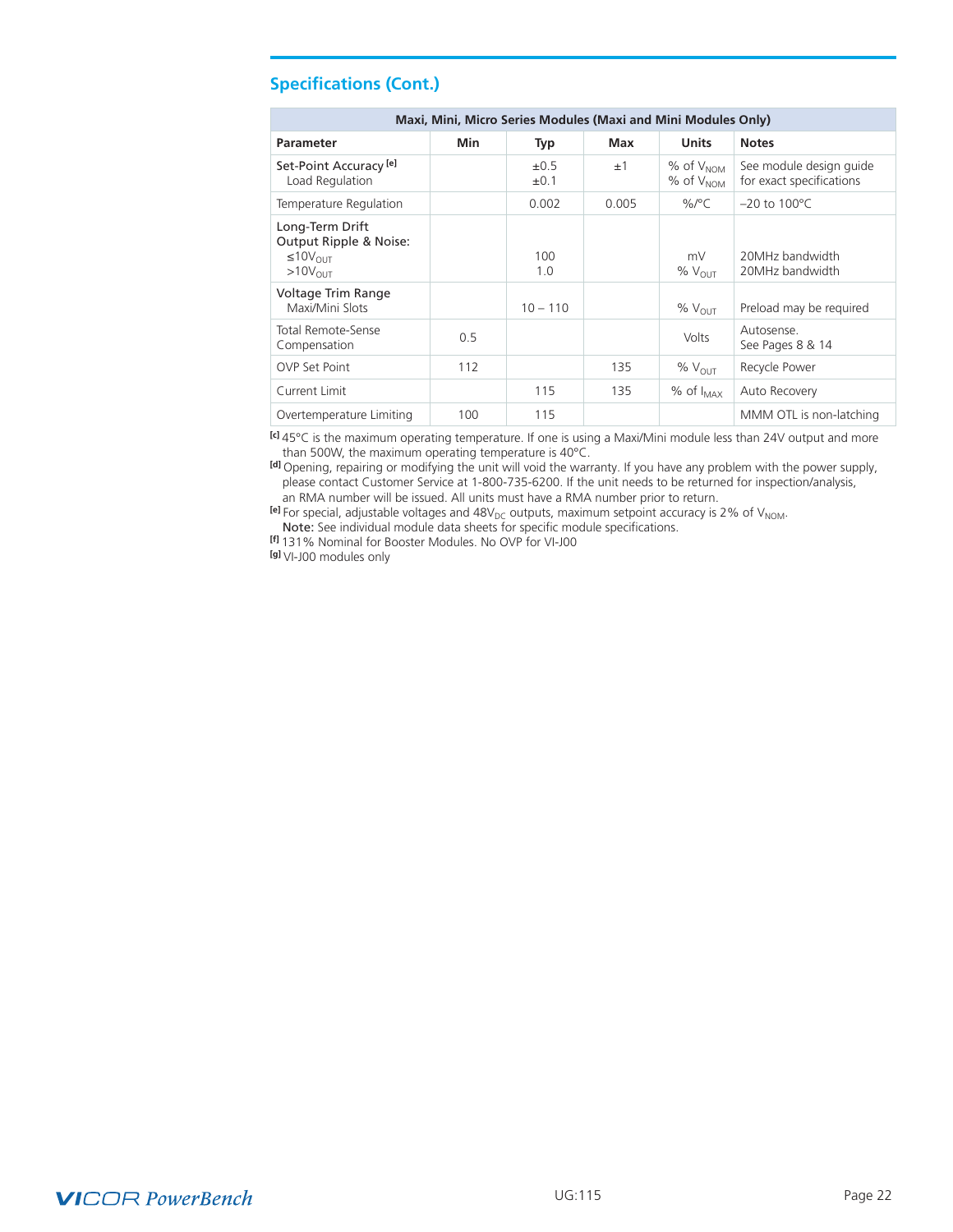## Specifications (Cont.)

| Maxi, Mini, Micro Series Modules (Maxi and Mini Modules Only) | | | | | |
|---|---|---|---|---|---|
| **Parameter** | **Min** | **Typ** | **Max** | **Units** | **Notes** |
| Set-Point Accuracy [e]<br>Load Regulation | | ±0.5<br>±0.1 | ±1 | % of $V_{NOM}$<br>% of $V_{NOM}$ | See module design guide for exact specifications |
| Temperature Regulation | | 0.002 | 0.005 | %/°C | –20 to 100°C |
| Long-Term Drift<br>Output Ripple & Noise:<br>≤$10V_{OUT}$<br>>$10V_{OUT}$ | | <br><br>100<br>1.0 | | <br><br>mV<br>% $V_{OUT}$ | <br><br>20MHz bandwidth<br>20MHz bandwidth |
| Voltage Trim Range<br>Maxi/Mini Slots | | 10 – 110 | | % $V_{OUT}$ | Preload may be required |
| Total Remote-Sense Compensation | 0.5 | | | Volts | Autosense.<br>See Pages 8 & 14 |
| OVP Set Point | 112 | | 135 | % $V_{OUT}$ | Recycle Power |
| Current Limit | | 115 | 135 | % of $I_{MAX}$ | Auto Recovery |
| Overtemperature Limiting | 100 | 115 | | | MMM OTL is non-latching |

[c] 45°C is the maximum operating temperature. If one is using a Maxi/Mini module less than 24V output and more than 500W, the maximum operating temperature is 40°C.

[d] Opening, repairing or modifying the unit will void the warranty. If you have any problem with the power supply, please contact Customer Service at 1-800-735-6200. If the unit needs to be returned for inspection/analysis, an RMA number will be issued. All units must have a RMA number prior to return.

[e] For special, adjustable voltages and $48V_{DC}$ outputs, maximum setpoint accuracy is 2% of $V_{NOM}$.
**Note:** See individual module data sheets for specific module specifications.

[f] 131% Nominal for Booster Modules. No OVP for VI-J00

[g] VI-J00 modules only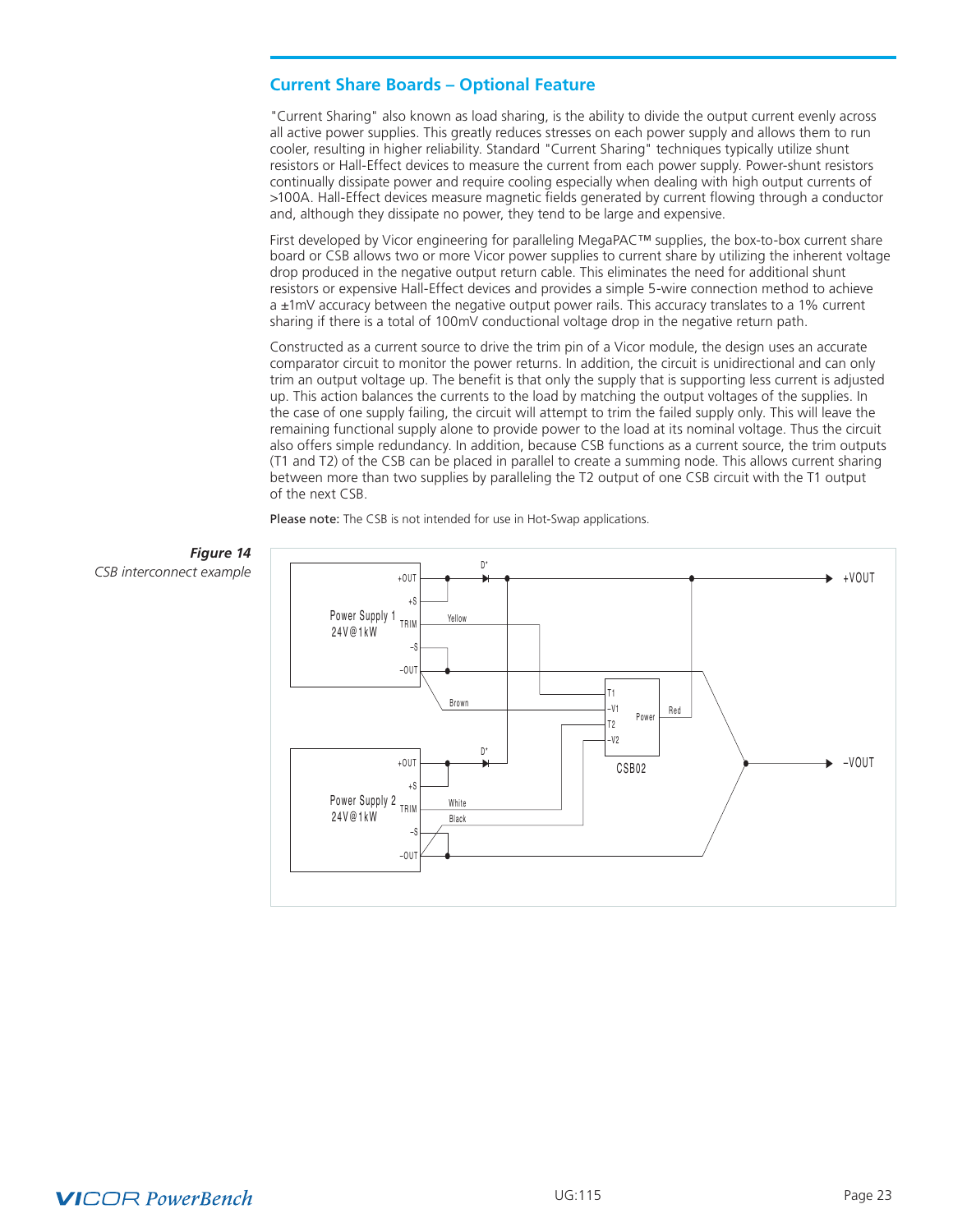## Current Share Boards – Optional Feature

"Current Sharing" also known as load sharing, is the ability to divide the output current evenly across all active power supplies. This greatly reduces stresses on each power supply and allows them to run cooler, resulting in higher reliability. Standard "Current Sharing" techniques typically utilize shunt resistors or Hall-Effect devices to measure the current from each power supply. Power-shunt resistors continually dissipate power and require cooling especially when dealing with high output currents of >100A. Hall-Effect devices measure magnetic fields generated by current flowing through a conductor and, although they dissipate no power, they tend to be large and expensive.

First developed by Vicor engineering for paralleling MegaPAC™ supplies, the box-to-box current share board or CSB allows two or more Vicor power supplies to current share by utilizing the inherent voltage drop produced in the negative output return cable. This eliminates the need for additional shunt resistors or expensive Hall-Effect devices and provides a simple 5-wire connection method to achieve a ±1mV accuracy between the negative output power rails. This accuracy translates to a 1% current sharing if there is a total of 100mV conductional voltage drop in the negative return path.

Constructed as a current source to drive the trim pin of a Vicor module, the design uses an accurate comparator circuit to monitor the power returns. In addition, the circuit is unidirectional and can only trim an output voltage up. The benefit is that only the supply that is supporting less current is adjusted up. This action balances the currents to the load by matching the output voltages of the supplies. In the case of one supply failing, the circuit will attempt to trim the failed supply only. This will leave the remaining functional supply alone to provide power to the load at its nominal voltage. Thus the circuit also offers simple redundancy. In addition, because CSB functions as a current source, the trim outputs (T1 and T2) of the CSB can be placed in parallel to create a summing node. This allows current sharing between more than two supplies by paralleling the T2 output of one CSB circuit with the T1 output of the next CSB.

**Please note:** The CSB is not intended for use in Hot-Swap applications.

***Figure 14***
*CSB interconnect example*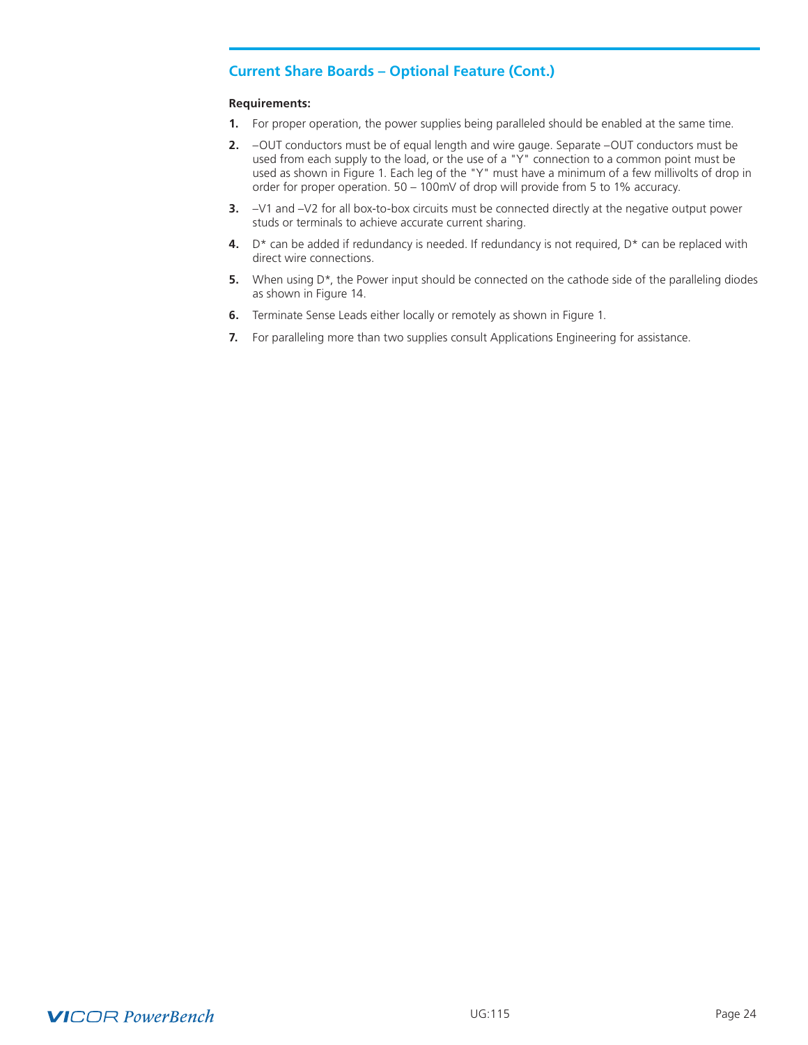## Current Share Boards – Optional Feature (Cont.)

**Requirements:**

1. For proper operation, the power supplies being paralleled should be enabled at the same time.
2. –OUT conductors must be of equal length and wire gauge. Separate –OUT conductors must be used from each supply to the load, or the use of a "Y" connection to a common point must be used as shown in Figure 1. Each leg of the "Y" must have a minimum of a few millivolts of drop in order for proper operation. 50 – 100mV of drop will provide from 5 to 1% accuracy.
3. –V1 and –V2 for all box-to-box circuits must be connected directly at the negative output power studs or terminals to achieve accurate current sharing.
4. D* can be added if redundancy is needed. If redundancy is not required, D* can be replaced with direct wire connections.
5. When using D*, the Power input should be connected on the cathode side of the paralleling diodes as shown in Figure 14.
6. Terminate Sense Leads either locally or remotely as shown in Figure 1.
7. For paralleling more than two supplies consult Applications Engineering for assistance.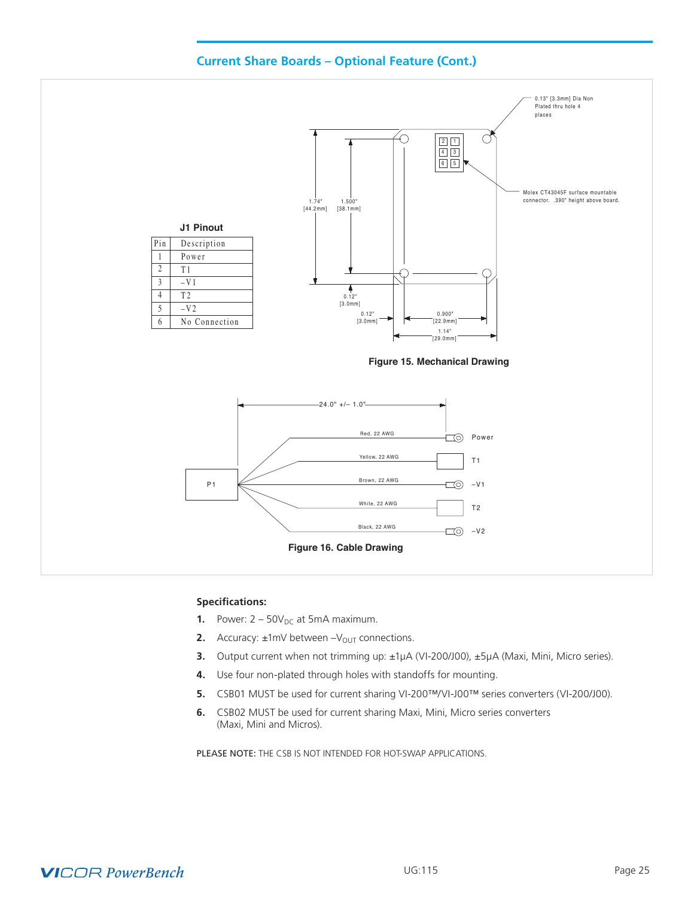## Current Share Boards – Optional Feature (Cont.)

**J1 Pinout**

| Pin | Description |
|---|---|
| 1 | Power |
| 2 | T1 |
| 3 | –V1 |
| 4 | T2 |
| 5 | –V2 |
| 6 | No Connection |

0.13" [3.3mm] Dia Non Plated thru hole 4 places

Molex CT43045F surface mountable connector. .390" height above board.

1.74" [44.2mm] 1.500" [38.1mm] 0.12" [3.0mm] 0.12" [3.0mm] 0.900" [22.9mm] 1.14" [29.0mm]

**Figure 15. Mechanical Drawing**

24.0" +/– 1.0"

P1

Red, 22 AWG — Power

Yellow, 22 AWG — T1

Brown, 22 AWG — –V1

White, 22 AWG — T2

Black, 22 AWG — –V2

**Figure 16. Cable Drawing**

**Specifications:**

1. Power: 2 – 50$V_{DC}$ at 5mA maximum.
2. Accuracy: ±1mV between –$V_{OUT}$ connections.
3. Output current when not trimming up: ±1µA (VI-200/J00), ±5µA (Maxi, Mini, Micro series).
4. Use four non-plated through holes with standoffs for mounting.
5. CSB01 MUST be used for current sharing VI-200™/VI-J00™ series converters (VI-200/J00).
6. CSB02 MUST be used for current sharing Maxi, Mini, Micro series converters (Maxi, Mini and Micros).

PLEASE NOTE: THE CSB IS NOT INTENDED FOR HOT-SWAP APPLICATIONS.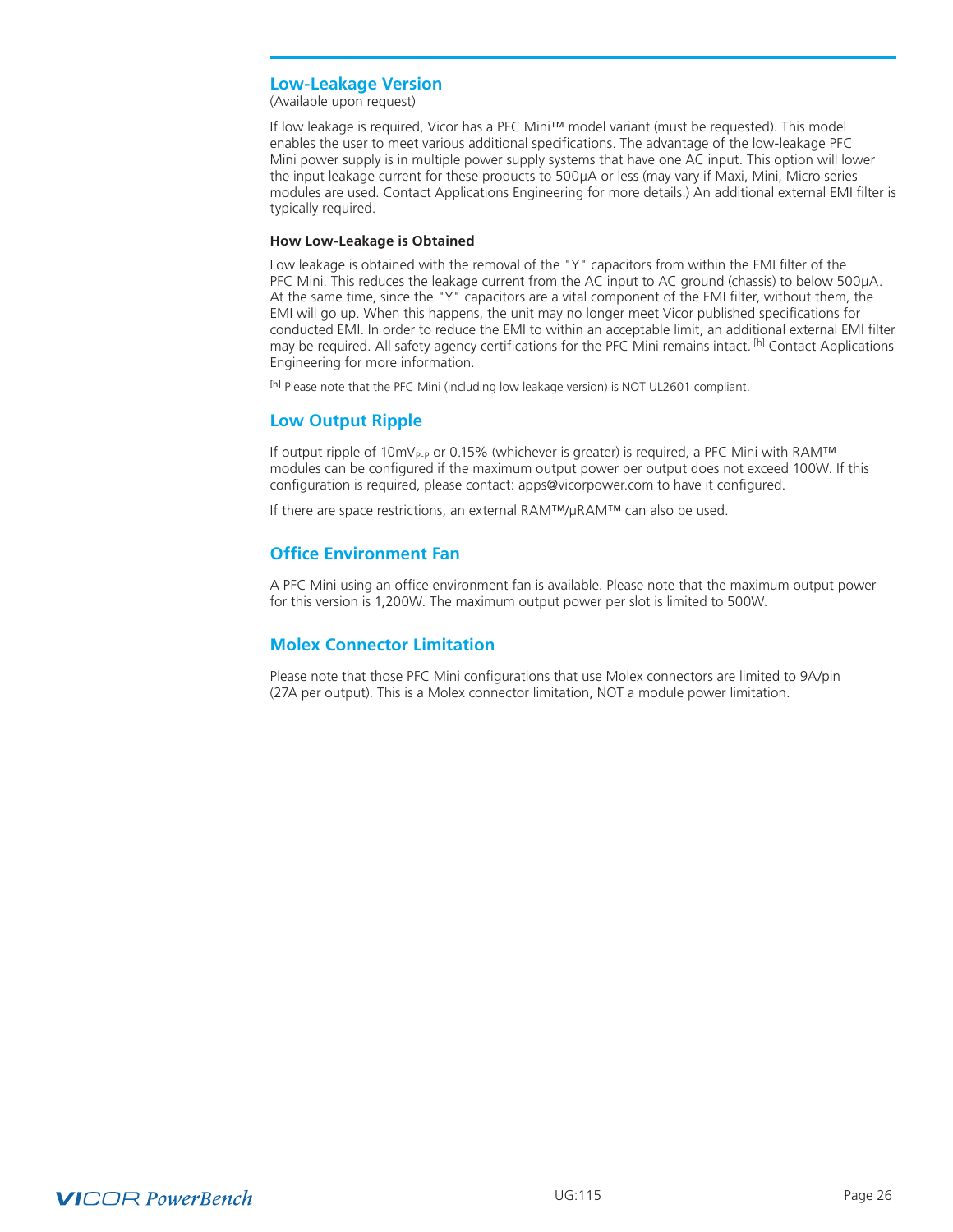## Low-Leakage Version

(Available upon request)

If low leakage is required, Vicor has a PFC Mini™ model variant (must be requested). This model enables the user to meet various additional specifications. The advantage of the low-leakage PFC Mini power supply is in multiple power supply systems that have one AC input. This option will lower the input leakage current for these products to 500µA or less (may vary if Maxi, Mini, Micro series modules are used. Contact Applications Engineering for more details.) An additional external EMI filter is typically required.

### How Low-Leakage is Obtained

Low leakage is obtained with the removal of the "Y" capacitors from within the EMI filter of the PFC Mini. This reduces the leakage current from the AC input to AC ground (chassis) to below 500µA. At the same time, since the "Y" capacitors are a vital component of the EMI filter, without them, the EMI will go up. When this happens, the unit may no longer meet Vicor published specifications for conducted EMI. In order to reduce the EMI to within an acceptable limit, an additional external EMI filter may be required. All safety agency certifications for the PFC Mini remains intact. [h] Contact Applications Engineering for more information.

[h] Please note that the PFC Mini (including low leakage version) is NOT UL2601 compliant.

## Low Output Ripple

If output ripple of $10mV_{P-P}$ or 0.15% (whichever is greater) is required, a PFC Mini with RAM™ modules can be configured if the maximum output power per output does not exceed 100W. If this configuration is required, please contact: apps@vicorpower.com to have it configured.

If there are space restrictions, an external RAM™/µRAM™ can also be used.

## Office Environment Fan

A PFC Mini using an office environment fan is available. Please note that the maximum output power for this version is 1,200W. The maximum output power per slot is limited to 500W.

## Molex Connector Limitation

Please note that those PFC Mini configurations that use Molex connectors are limited to 9A/pin (27A per output). This is a Molex connector limitation, NOT a module power limitation.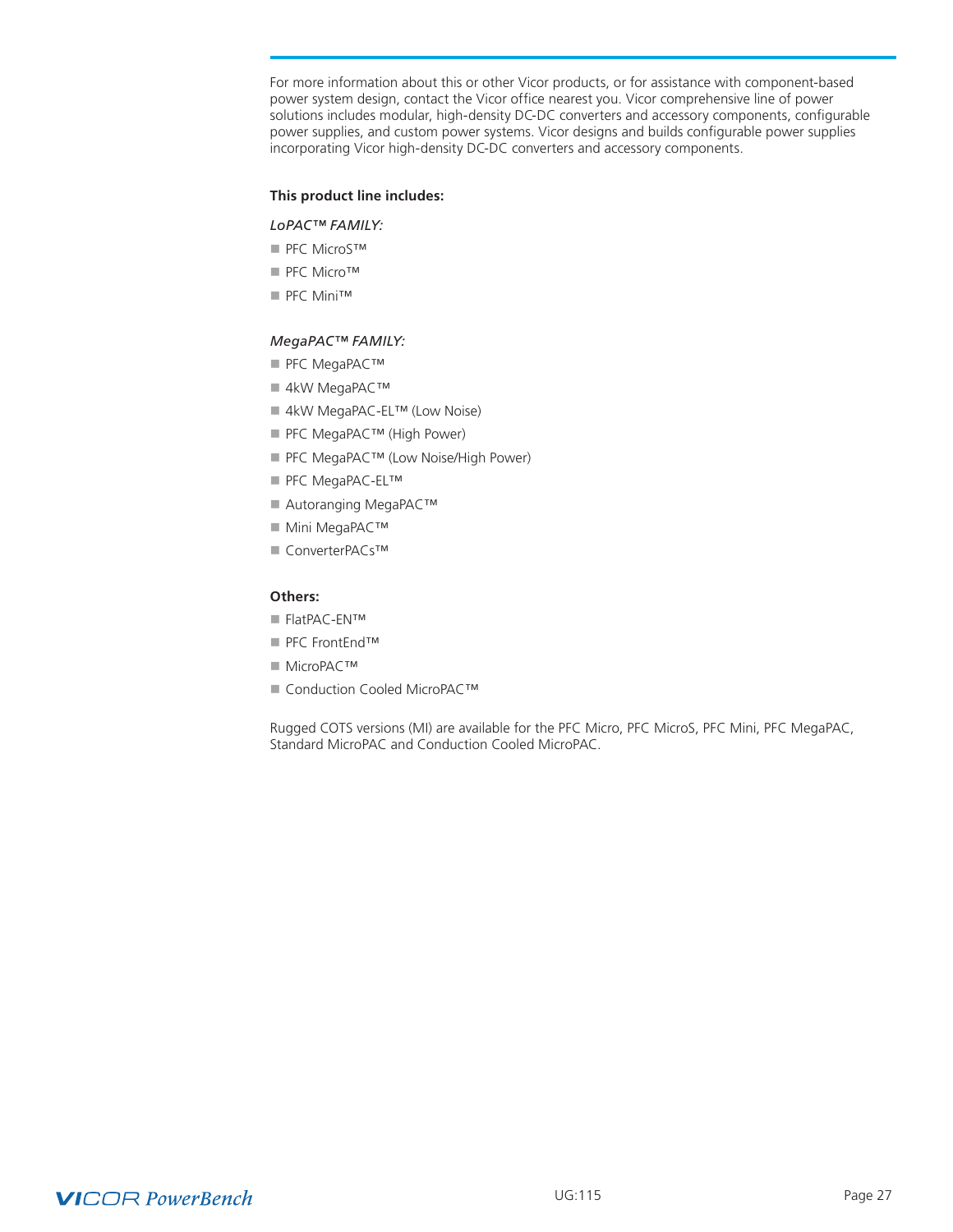For more information about this or other Vicor products, or for assistance with component-based power system design, contact the Vicor office nearest you. Vicor comprehensive line of power solutions includes modular, high-density DC-DC converters and accessory components, configurable power supplies, and custom power systems. Vicor designs and builds configurable power supplies incorporating Vicor high-density DC-DC converters and accessory components.

**This product line includes:**

*LoPAC™ FAMILY:*

- PFC MicroS™
- PFC Micro™
- PFC Mini™

*MegaPAC™ FAMILY:*

- PFC MegaPAC™
- 4kW MegaPAC™
- 4kW MegaPAC-EL™ (Low Noise)
- PFC MegaPAC™ (High Power)
- PFC MegaPAC™ (Low Noise/High Power)
- PFC MegaPAC-EL™
- Autoranging MegaPAC™
- Mini MegaPAC™
- ConverterPACs™

**Others:**

- FlatPAC-EN™
- PFC FrontEnd™
- MicroPAC™
- Conduction Cooled MicroPAC™

Rugged COTS versions (MI) are available for the PFC Micro, PFC MicroS, PFC Mini, PFC MegaPAC, Standard MicroPAC and Conduction Cooled MicroPAC.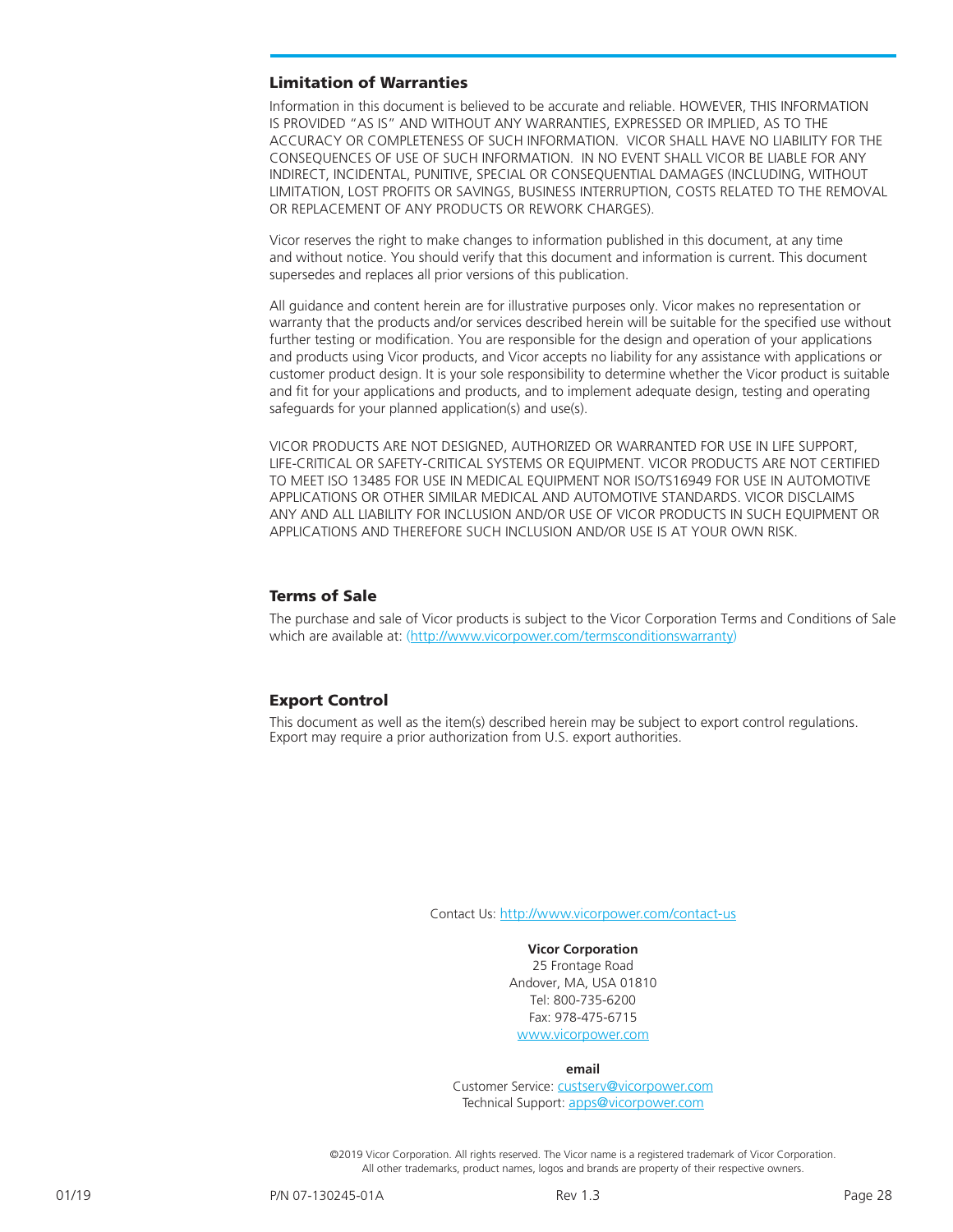## Limitation of Warranties

Information in this document is believed to be accurate and reliable. HOWEVER, THIS INFORMATION IS PROVIDED "AS IS" AND WITHOUT ANY WARRANTIES, EXPRESSED OR IMPLIED, AS TO THE ACCURACY OR COMPLETENESS OF SUCH INFORMATION. VICOR SHALL HAVE NO LIABILITY FOR THE CONSEQUENCES OF USE OF SUCH INFORMATION. IN NO EVENT SHALL VICOR BE LIABLE FOR ANY INDIRECT, INCIDENTAL, PUNITIVE, SPECIAL OR CONSEQUENTIAL DAMAGES (INCLUDING, WITHOUT LIMITATION, LOST PROFITS OR SAVINGS, BUSINESS INTERRUPTION, COSTS RELATED TO THE REMOVAL OR REPLACEMENT OF ANY PRODUCTS OR REWORK CHARGES).

Vicor reserves the right to make changes to information published in this document, at any time and without notice. You should verify that this document and information is current. This document supersedes and replaces all prior versions of this publication.

All guidance and content herein are for illustrative purposes only. Vicor makes no representation or warranty that the products and/or services described herein will be suitable for the specified use without further testing or modification. You are responsible for the design and operation of your applications and products using Vicor products, and Vicor accepts no liability for any assistance with applications or customer product design. It is your sole responsibility to determine whether the Vicor product is suitable and fit for your applications and products, and to implement adequate design, testing and operating safeguards for your planned application(s) and use(s).

VICOR PRODUCTS ARE NOT DESIGNED, AUTHORIZED OR WARRANTED FOR USE IN LIFE SUPPORT, LIFE-CRITICAL OR SAFETY-CRITICAL SYSTEMS OR EQUIPMENT. VICOR PRODUCTS ARE NOT CERTIFIED TO MEET ISO 13485 FOR USE IN MEDICAL EQUIPMENT NOR ISO/TS16949 FOR USE IN AUTOMOTIVE APPLICATIONS OR OTHER SIMILAR MEDICAL AND AUTOMOTIVE STANDARDS. VICOR DISCLAIMS ANY AND ALL LIABILITY FOR INCLUSION AND/OR USE OF VICOR PRODUCTS IN SUCH EQUIPMENT OR APPLICATIONS AND THEREFORE SUCH INCLUSION AND/OR USE IS AT YOUR OWN RISK.

## Terms of Sale

The purchase and sale of Vicor products is subject to the Vicor Corporation Terms and Conditions of Sale which are available at: (http://www.vicorpower.com/termsconditionswarranty)

## Export Control

This document as well as the item(s) described herein may be subject to export control regulations. Export may require a prior authorization from U.S. export authorities.

Contact Us: http://www.vicorpower.com/contact-us

**Vicor Corporation**
25 Frontage Road
Andover, MA, USA 01810
Tel: 800-735-6200
Fax: 978-475-6715
www.vicorpower.com

**email**
Customer Service: custserv@vicorpower.com
Technical Support: apps@vicorpower.com

©2019 Vicor Corporation. All rights reserved. The Vicor name is a registered trademark of Vicor Corporation.
All other trademarks, product names, logos and brands are property of their respective owners.

01/19 P/N 07-130245-01A Rev 1.3